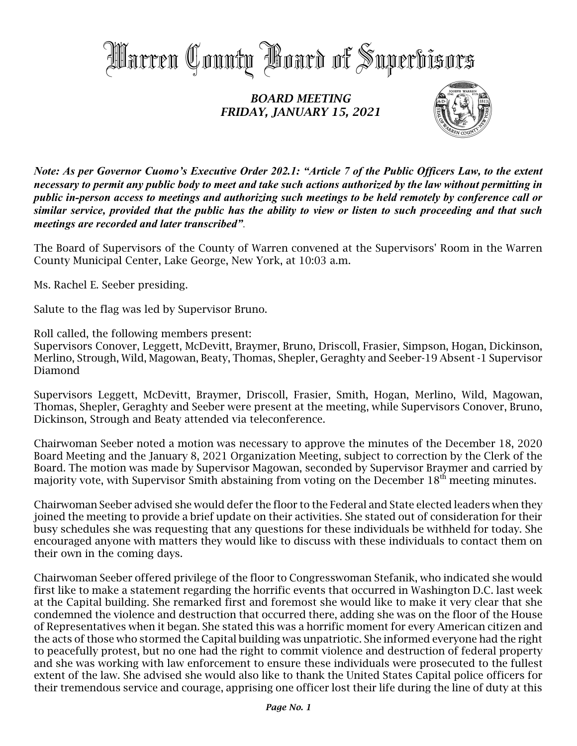# Warren County Board of Supervisors

## *BOARD MEETING*
## *FRIDAY, JANUARY 15, 2021*

***Note: As per Governor Cuomo's Executive Order 202.1: "Article 7 of the Public Officers Law, to the extent necessary to permit any public body to meet and take such actions authorized by the law without permitting in public in-person access to meetings and authorizing such meetings to be held remotely by conference call or similar service, provided that the public has the ability to view or listen to such proceeding and that such meetings are recorded and later transcribed".***

The Board of Supervisors of the County of Warren convened at the Supervisors' Room in the Warren County Municipal Center, Lake George, New York, at 10:03 a.m.

Ms. Rachel E. Seeber presiding.

Salute to the flag was led by Supervisor Bruno.

Roll called, the following members present:
Supervisors Conover, Leggett, McDevitt, Braymer, Bruno, Driscoll, Frasier, Simpson, Hogan, Dickinson, Merlino, Strough, Wild, Magowan, Beaty, Thomas, Shepler, Geraghty and Seeber-19 Absent -1 Supervisor Diamond

Supervisors Leggett, McDevitt, Braymer, Driscoll, Frasier, Smith, Hogan, Merlino, Wild, Magowan, Thomas, Shepler, Geraghty and Seeber were present at the meeting, while Supervisors Conover, Bruno, Dickinson, Strough and Beaty attended via teleconference.

Chairwoman Seeber noted a motion was necessary to approve the minutes of the December 18, 2020 Board Meeting and the January 8, 2021 Organization Meeting, subject to correction by the Clerk of the Board. The motion was made by Supervisor Magowan, seconded by Supervisor Braymer and carried by majority vote, with Supervisor Smith abstaining from voting on the December 18th meeting minutes.

Chairwoman Seeber advised she would defer the floor to the Federal and State elected leaders when they joined the meeting to provide a brief update on their activities. She stated out of consideration for their busy schedules she was requesting that any questions for these individuals be withheld for today. She encouraged anyone with matters they would like to discuss with these individuals to contact them on their own in the coming days.

Chairwoman Seeber offered privilege of the floor to Congresswoman Stefanik, who indicated she would first like to make a statement regarding the horrific events that occurred in Washington D.C. last week at the Capital building. She remarked first and foremost she would like to make it very clear that she condemned the violence and destruction that occurred there, adding she was on the floor of the House of Representatives when it began. She stated this was a horrific moment for every American citizen and the acts of those who stormed the Capital building was unpatriotic. She informed everyone had the right to peacefully protest, but no one had the right to commit violence and destruction of federal property and she was working with law enforcement to ensure these individuals were prosecuted to the fullest extent of the law. She advised she would also like to thank the United States Capital police officers for their tremendous service and courage, apprising one officer lost their life during the line of duty at this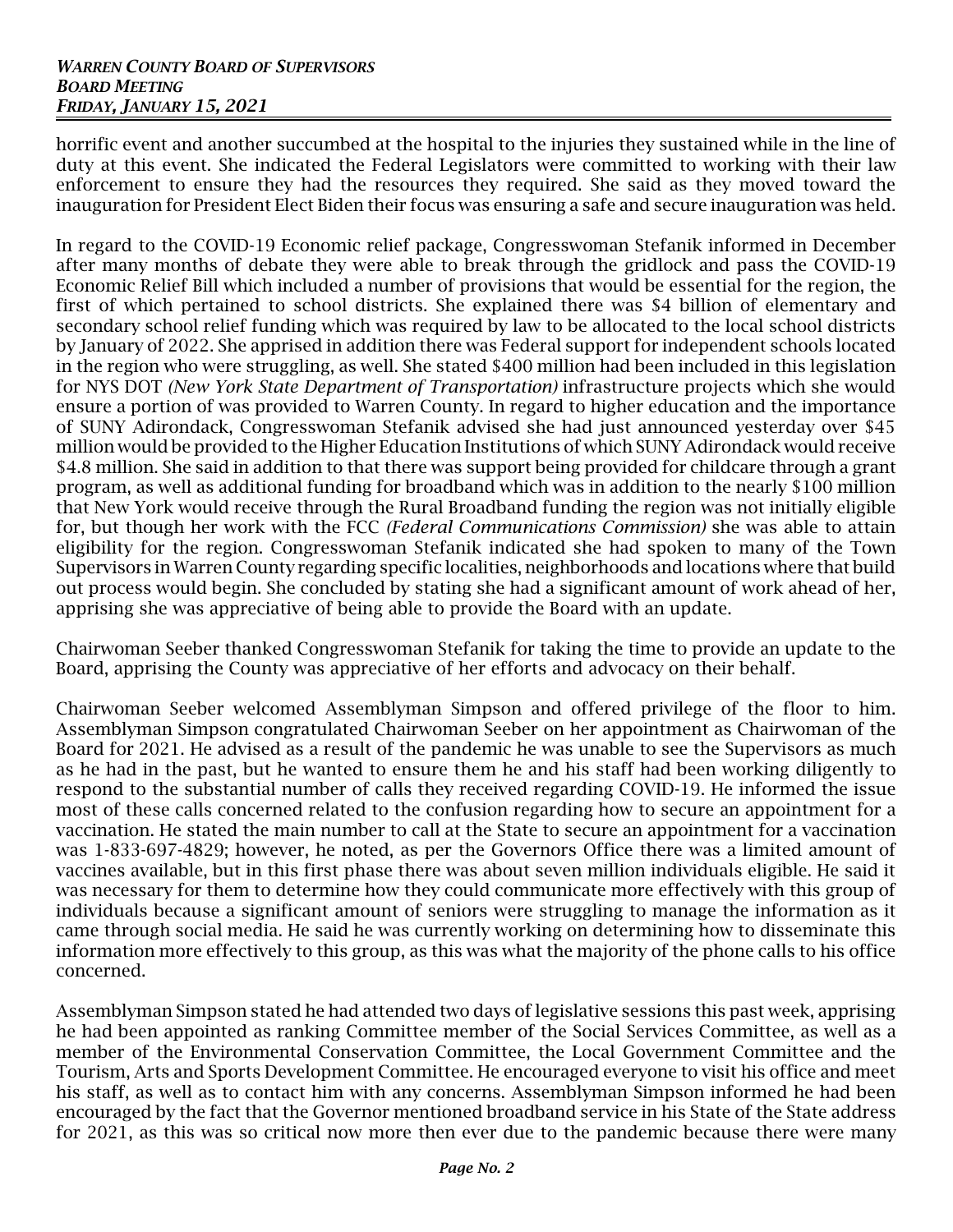horrific event and another succumbed at the hospital to the injuries they sustained while in the line of duty at this event. She indicated the Federal Legislators were committed to working with their law enforcement to ensure they had the resources they required. She said as they moved toward the inauguration for President Elect Biden their focus was ensuring a safe and secure inauguration was held.

In regard to the COVID-19 Economic relief package, Congresswoman Stefanik informed in December after many months of debate they were able to break through the gridlock and pass the COVID-19 Economic Relief Bill which included a number of provisions that would be essential for the region, the first of which pertained to school districts. She explained there was $4 billion of elementary and secondary school relief funding which was required by law to be allocated to the local school districts by January of 2022. She apprised in addition there was Federal support for independent schools located in the region who were struggling, as well. She stated $400 million had been included in this legislation for NYS DOT *(New York State Department of Transportation)* infrastructure projects which she would ensure a portion of was provided to Warren County. In regard to higher education and the importance of SUNY Adirondack, Congresswoman Stefanik advised she had just announced yesterday over $45 million would be provided to the Higher Education Institutions of which SUNY Adirondack would receive $4.8 million. She said in addition to that there was support being provided for childcare through a grant program, as well as additional funding for broadband which was in addition to the nearly $100 million that New York would receive through the Rural Broadband funding the region was not initially eligible for, but though her work with the FCC *(Federal Communications Commission)* she was able to attain eligibility for the region. Congresswoman Stefanik indicated she had spoken to many of the Town Supervisors in Warren County regarding specific localities, neighborhoods and locations where that build out process would begin. She concluded by stating she had a significant amount of work ahead of her, apprising she was appreciative of being able to provide the Board with an update.

Chairwoman Seeber thanked Congresswoman Stefanik for taking the time to provide an update to the Board, apprising the County was appreciative of her efforts and advocacy on their behalf.

Chairwoman Seeber welcomed Assemblyman Simpson and offered privilege of the floor to him. Assemblyman Simpson congratulated Chairwoman Seeber on her appointment as Chairwoman of the Board for 2021. He advised as a result of the pandemic he was unable to see the Supervisors as much as he had in the past, but he wanted to ensure them he and his staff had been working diligently to respond to the substantial number of calls they received regarding COVID-19. He informed the issue most of these calls concerned related to the confusion regarding how to secure an appointment for a vaccination. He stated the main number to call at the State to secure an appointment for a vaccination was 1-833-697-4829; however, he noted, as per the Governors Office there was a limited amount of vaccines available, but in this first phase there was about seven million individuals eligible. He said it was necessary for them to determine how they could communicate more effectively with this group of individuals because a significant amount of seniors were struggling to manage the information as it came through social media. He said he was currently working on determining how to disseminate this information more effectively to this group, as this was what the majority of the phone calls to his office concerned.

Assemblyman Simpson stated he had attended two days of legislative sessions this past week, apprising he had been appointed as ranking Committee member of the Social Services Committee, as well as a member of the Environmental Conservation Committee, the Local Government Committee and the Tourism, Arts and Sports Development Committee. He encouraged everyone to visit his office and meet his staff, as well as to contact him with any concerns. Assemblyman Simpson informed he had been encouraged by the fact that the Governor mentioned broadband service in his State of the State address for 2021, as this was so critical now more then ever due to the pandemic because there were many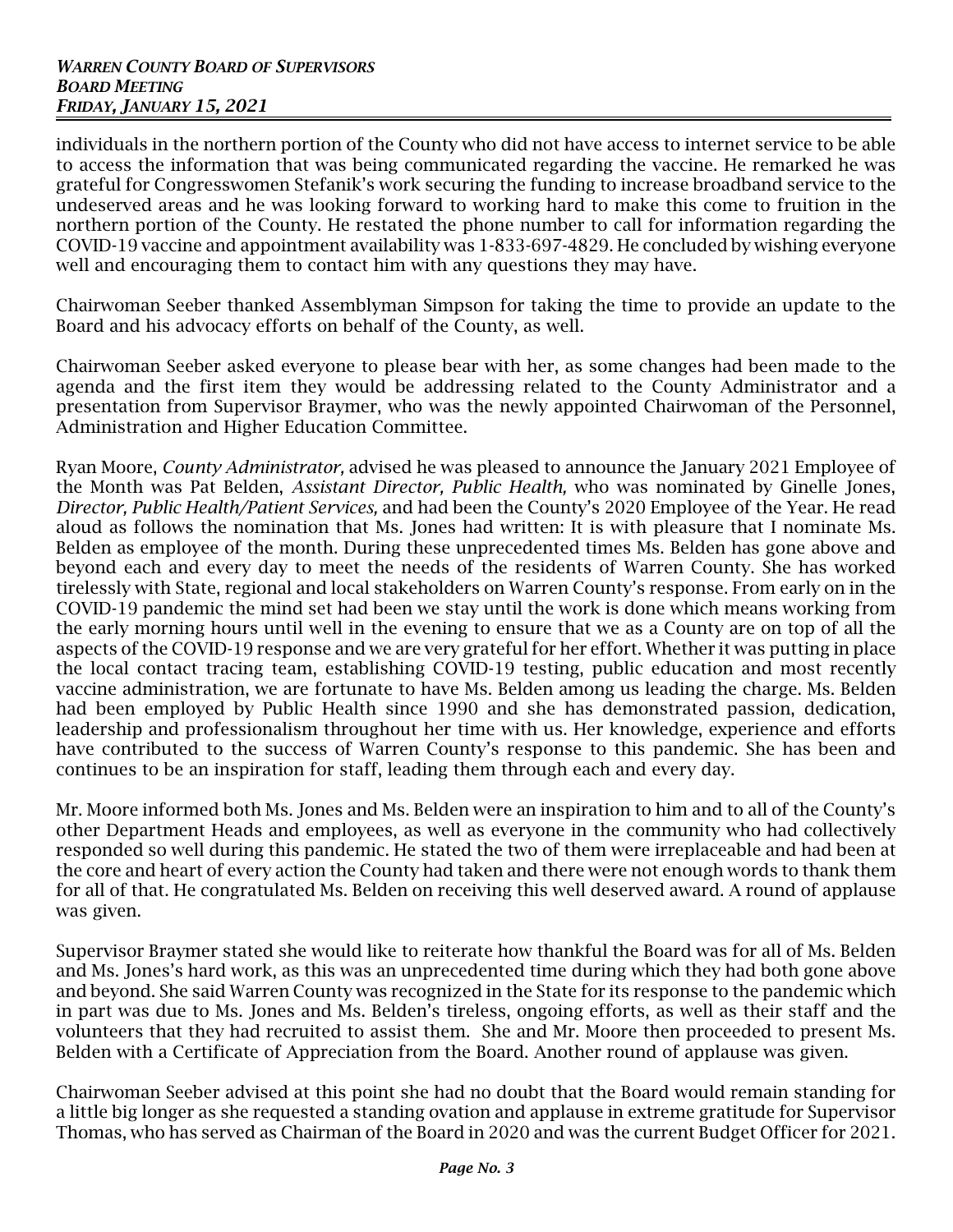individuals in the northern portion of the County who did not have access to internet service to be able to access the information that was being communicated regarding the vaccine. He remarked he was grateful for Congresswomen Stefanik's work securing the funding to increase broadband service to the undeserved areas and he was looking forward to working hard to make this come to fruition in the northern portion of the County. He restated the phone number to call for information regarding the COVID-19 vaccine and appointment availability was 1-833-697-4829. He concluded by wishing everyone well and encouraging them to contact him with any questions they may have.

Chairwoman Seeber thanked Assemblyman Simpson for taking the time to provide an update to the Board and his advocacy efforts on behalf of the County, as well.

Chairwoman Seeber asked everyone to please bear with her, as some changes had been made to the agenda and the first item they would be addressing related to the County Administrator and a presentation from Supervisor Braymer, who was the newly appointed Chairwoman of the Personnel, Administration and Higher Education Committee.

Ryan Moore, *County Administrator,* advised he was pleased to announce the January 2021 Employee of the Month was Pat Belden, *Assistant Director, Public Health,* who was nominated by Ginelle Jones, *Director, Public Health/Patient Services,* and had been the County's 2020 Employee of the Year. He read aloud as follows the nomination that Ms. Jones had written: It is with pleasure that I nominate Ms. Belden as employee of the month. During these unprecedented times Ms. Belden has gone above and beyond each and every day to meet the needs of the residents of Warren County. She has worked tirelessly with State, regional and local stakeholders on Warren County's response. From early on in the COVID-19 pandemic the mind set had been we stay until the work is done which means working from the early morning hours until well in the evening to ensure that we as a County are on top of all the aspects of the COVID-19 response and we are very grateful for her effort. Whether it was putting in place the local contact tracing team, establishing COVID-19 testing, public education and most recently vaccine administration, we are fortunate to have Ms. Belden among us leading the charge. Ms. Belden had been employed by Public Health since 1990 and she has demonstrated passion, dedication, leadership and professionalism throughout her time with us. Her knowledge, experience and efforts have contributed to the success of Warren County's response to this pandemic. She has been and continues to be an inspiration for staff, leading them through each and every day.

Mr. Moore informed both Ms. Jones and Ms. Belden were an inspiration to him and to all of the County's other Department Heads and employees, as well as everyone in the community who had collectively responded so well during this pandemic. He stated the two of them were irreplaceable and had been at the core and heart of every action the County had taken and there were not enough words to thank them for all of that. He congratulated Ms. Belden on receiving this well deserved award. A round of applause was given.

Supervisor Braymer stated she would like to reiterate how thankful the Board was for all of Ms. Belden and Ms. Jones's hard work, as this was an unprecedented time during which they had both gone above and beyond. She said Warren County was recognized in the State for its response to the pandemic which in part was due to Ms. Jones and Ms. Belden's tireless, ongoing efforts, as well as their staff and the volunteers that they had recruited to assist them. She and Mr. Moore then proceeded to present Ms. Belden with a Certificate of Appreciation from the Board. Another round of applause was given.

Chairwoman Seeber advised at this point she had no doubt that the Board would remain standing for a little big longer as she requested a standing ovation and applause in extreme gratitude for Supervisor Thomas, who has served as Chairman of the Board in 2020 and was the current Budget Officer for 2021.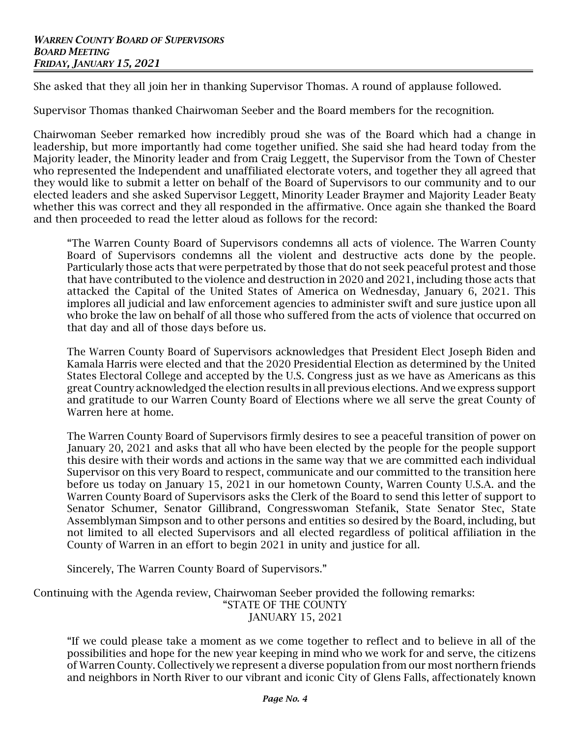She asked that they all join her in thanking Supervisor Thomas. A round of applause followed.

Supervisor Thomas thanked Chairwoman Seeber and the Board members for the recognition.

Chairwoman Seeber remarked how incredibly proud she was of the Board which had a change in leadership, but more importantly had come together unified. She said she had heard today from the Majority leader, the Minority leader and from Craig Leggett, the Supervisor from the Town of Chester who represented the Independent and unaffiliated electorate voters, and together they all agreed that they would like to submit a letter on behalf of the Board of Supervisors to our community and to our elected leaders and she asked Supervisor Leggett, Minority Leader Braymer and Majority Leader Beaty whether this was correct and they all responded in the affirmative. Once again she thanked the Board and then proceeded to read the letter aloud as follows for the record:

> "The Warren County Board of Supervisors condemns all acts of violence. The Warren County Board of Supervisors condemns all the violent and destructive acts done by the people. Particularly those acts that were perpetrated by those that do not seek peaceful protest and those that have contributed to the violence and destruction in 2020 and 2021, including those acts that attacked the Capital of the United States of America on Wednesday, January 6, 2021. This implores all judicial and law enforcement agencies to administer swift and sure justice upon all who broke the law on behalf of all those who suffered from the acts of violence that occurred on that day and all of those days before us.
>
> The Warren County Board of Supervisors acknowledges that President Elect Joseph Biden and Kamala Harris were elected and that the 2020 Presidential Election as determined by the United States Electoral College and accepted by the U.S. Congress just as we have as Americans as this great Country acknowledged the election results in all previous elections. And we express support and gratitude to our Warren County Board of Elections where we all serve the great County of Warren here at home.
>
> The Warren County Board of Supervisors firmly desires to see a peaceful transition of power on January 20, 2021 and asks that all who have been elected by the people for the people support this desire with their words and actions in the same way that we are committed each individual Supervisor on this very Board to respect, communicate and our committed to the transition here before us today on January 15, 2021 in our hometown County, Warren County U.S.A. and the Warren County Board of Supervisors asks the Clerk of the Board to send this letter of support to Senator Schumer, Senator Gillibrand, Congresswoman Stefanik, State Senator Stec, State Assemblyman Simpson and to other persons and entities so desired by the Board, including, but not limited to all elected Supervisors and all elected regardless of political affiliation in the County of Warren in an effort to begin 2021 in unity and justice for all.
>
> Sincerely, The Warren County Board of Supervisors."

Continuing with the Agenda review, Chairwoman Seeber provided the following remarks:

"STATE OF THE COUNTY
JANUARY 15, 2021

> "If we could please take a moment as we come together to reflect and to believe in all of the possibilities and hope for the new year keeping in mind who we work for and serve, the citizens of Warren County. Collectively we represent a diverse population from our most northern friends and neighbors in North River to our vibrant and iconic City of Glens Falls, affectionately known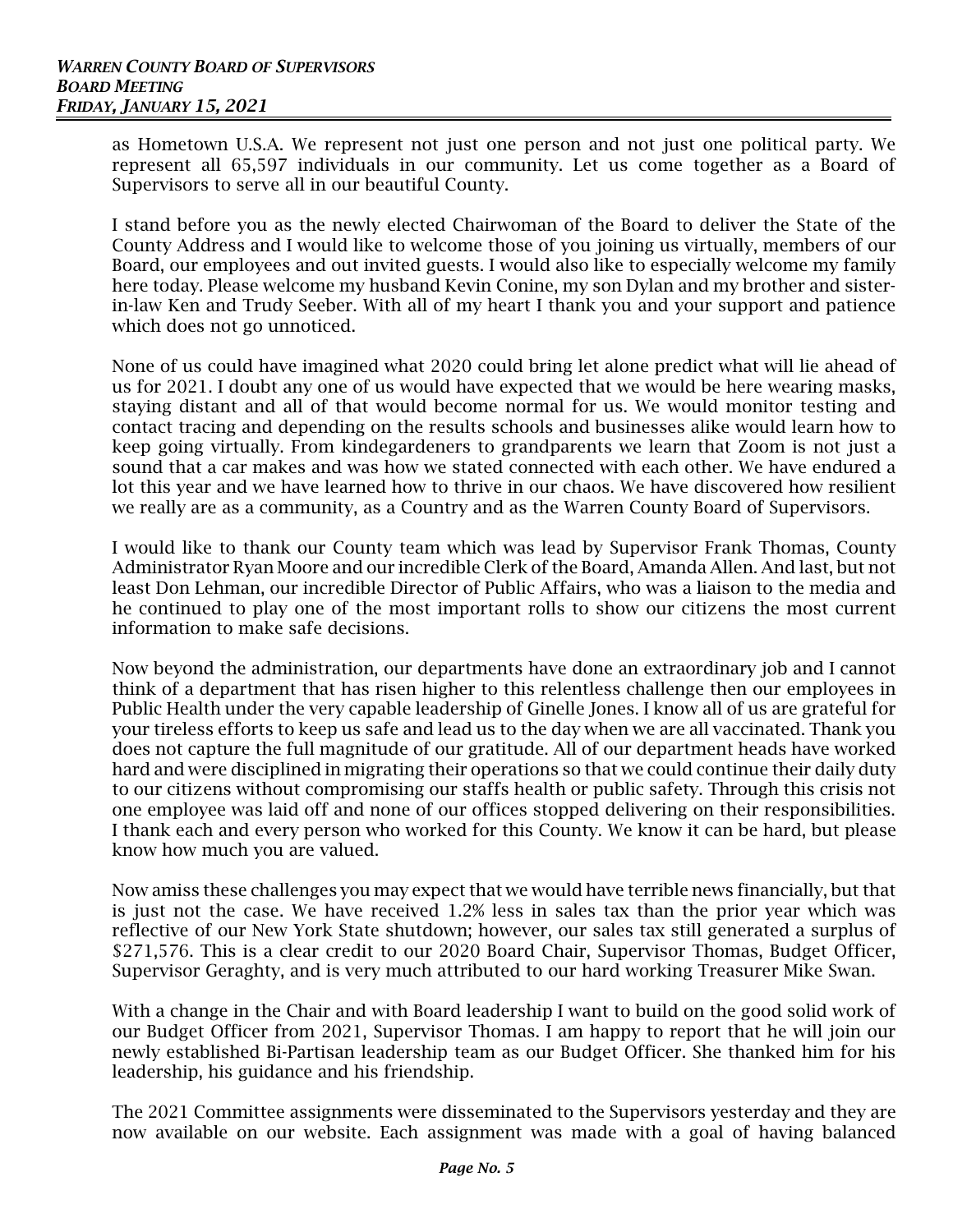as Hometown U.S.A. We represent not just one person and not just one political party. We represent all 65,597 individuals in our community. Let us come together as a Board of Supervisors to serve all in our beautiful County.

I stand before you as the newly elected Chairwoman of the Board to deliver the State of the County Address and I would like to welcome those of you joining us virtually, members of our Board, our employees and out invited guests. I would also like to especially welcome my family here today. Please welcome my husband Kevin Conine, my son Dylan and my brother and sister-in-law Ken and Trudy Seeber. With all of my heart I thank you and your support and patience which does not go unnoticed.

None of us could have imagined what 2020 could bring let alone predict what will lie ahead of us for 2021. I doubt any one of us would have expected that we would be here wearing masks, staying distant and all of that would become normal for us. We would monitor testing and contact tracing and depending on the results schools and businesses alike would learn how to keep going virtually. From kindegardeners to grandparents we learn that Zoom is not just a sound that a car makes and was how we stated connected with each other. We have endured a lot this year and we have learned how to thrive in our chaos. We have discovered how resilient we really are as a community, as a Country and as the Warren County Board of Supervisors.

I would like to thank our County team which was lead by Supervisor Frank Thomas, County Administrator Ryan Moore and our incredible Clerk of the Board, Amanda Allen. And last, but not least Don Lehman, our incredible Director of Public Affairs, who was a liaison to the media and he continued to play one of the most important rolls to show our citizens the most current information to make safe decisions.

Now beyond the administration, our departments have done an extraordinary job and I cannot think of a department that has risen higher to this relentless challenge then our employees in Public Health under the very capable leadership of Ginelle Jones. I know all of us are grateful for your tireless efforts to keep us safe and lead us to the day when we are all vaccinated. Thank you does not capture the full magnitude of our gratitude. All of our department heads have worked hard and were disciplined in migrating their operations so that we could continue their daily duty to our citizens without compromising our staffs health or public safety. Through this crisis not one employee was laid off and none of our offices stopped delivering on their responsibilities. I thank each and every person who worked for this County. We know it can be hard, but please know how much you are valued.

Now amiss these challenges you may expect that we would have terrible news financially, but that is just not the case. We have received 1.2% less in sales tax than the prior year which was reflective of our New York State shutdown; however, our sales tax still generated a surplus of $271,576. This is a clear credit to our 2020 Board Chair, Supervisor Thomas, Budget Officer, Supervisor Geraghty, and is very much attributed to our hard working Treasurer Mike Swan.

With a change in the Chair and with Board leadership I want to build on the good solid work of our Budget Officer from 2021, Supervisor Thomas. I am happy to report that he will join our newly established Bi-Partisan leadership team as our Budget Officer. She thanked him for his leadership, his guidance and his friendship.

The 2021 Committee assignments were disseminated to the Supervisors yesterday and they are now available on our website. Each assignment was made with a goal of having balanced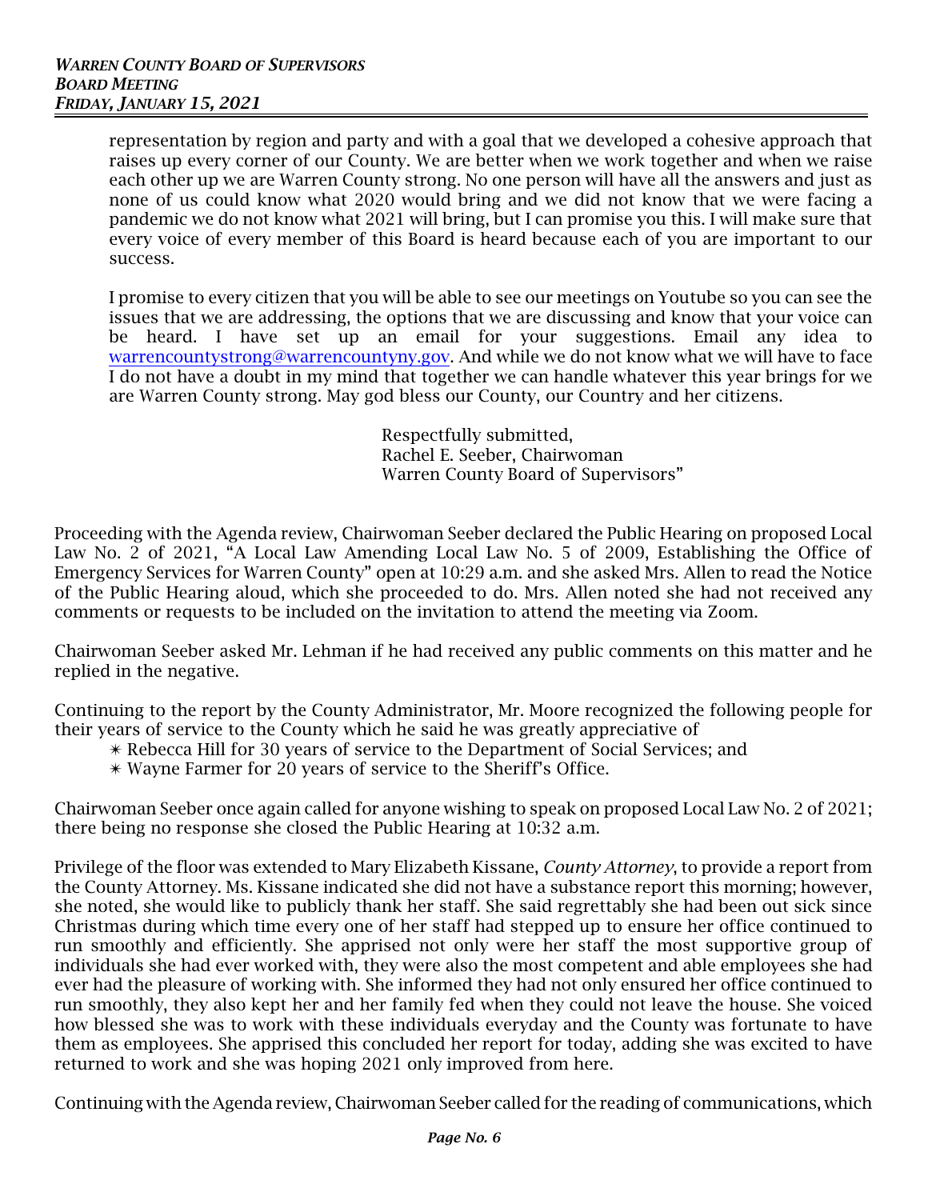representation by region and party and with a goal that we developed a cohesive approach that raises up every corner of our County. We are better when we work together and when we raise each other up we are Warren County strong. No one person will have all the answers and just as none of us could know what 2020 would bring and we did not know that we were facing a pandemic we do not know what 2021 will bring, but I can promise you this. I will make sure that every voice of every member of this Board is heard because each of you are important to our success.

I promise to every citizen that you will be able to see our meetings on Youtube so you can see the issues that we are addressing, the options that we are discussing and know that your voice can be heard. I have set up an email for your suggestions. Email any idea to warrencountystrong@warrencountyny.gov. And while we do not know what we will have to face I do not have a doubt in my mind that together we can handle whatever this year brings for we are Warren County strong. May god bless our County, our Country and her citizens.

Respectfully submitted,
Rachel E. Seeber, Chairwoman
Warren County Board of Supervisors"

Proceeding with the Agenda review, Chairwoman Seeber declared the Public Hearing on proposed Local Law No. 2 of 2021, "A Local Law Amending Local Law No. 5 of 2009, Establishing the Office of Emergency Services for Warren County" open at 10:29 a.m. and she asked Mrs. Allen to read the Notice of the Public Hearing aloud, which she proceeded to do. Mrs. Allen noted she had not received any comments or requests to be included on the invitation to attend the meeting via Zoom.

Chairwoman Seeber asked Mr. Lehman if he had received any public comments on this matter and he replied in the negative.

Continuing to the report by the County Administrator, Mr. Moore recognized the following people for their years of service to the County which he said he was greatly appreciative of

- Rebecca Hill for 30 years of service to the Department of Social Services; and
- Wayne Farmer for 20 years of service to the Sheriff's Office.

Chairwoman Seeber once again called for anyone wishing to speak on proposed Local Law No. 2 of 2021; there being no response she closed the Public Hearing at 10:32 a.m.

Privilege of the floor was extended to Mary Elizabeth Kissane, *County Attorney*, to provide a report from the County Attorney. Ms. Kissane indicated she did not have a substance report this morning; however, she noted, she would like to publicly thank her staff. She said regrettably she had been out sick since Christmas during which time every one of her staff had stepped up to ensure her office continued to run smoothly and efficiently. She apprised not only were her staff the most supportive group of individuals she had ever worked with, they were also the most competent and able employees she had ever had the pleasure of working with. She informed they had not only ensured her office continued to run smoothly, they also kept her and her family fed when they could not leave the house. She voiced how blessed she was to work with these individuals everyday and the County was fortunate to have them as employees. She apprised this concluded her report for today, adding she was excited to have returned to work and she was hoping 2021 only improved from here.

Continuing with the Agenda review, Chairwoman Seeber called for the reading of communications, which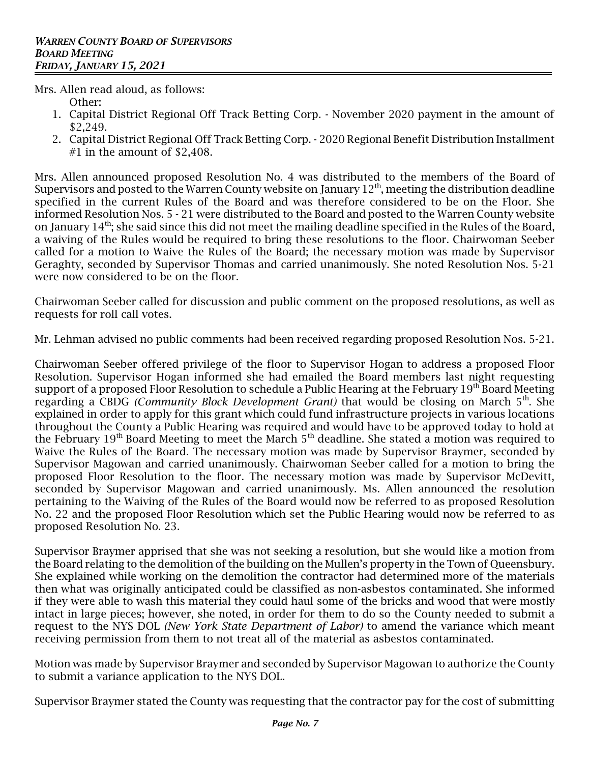Mrs. Allen read aloud, as follows:

Other:

1. Capital District Regional Off Track Betting Corp. - November 2020 payment in the amount of $2,249.
2. Capital District Regional Off Track Betting Corp. - 2020 Regional Benefit Distribution Installment #1 in the amount of $2,408.

Mrs. Allen announced proposed Resolution No. 4 was distributed to the members of the Board of Supervisors and posted to the Warren County website on January 12th, meeting the distribution deadline specified in the current Rules of the Board and was therefore considered to be on the Floor. She informed Resolution Nos. 5 - 21 were distributed to the Board and posted to the Warren County website on January 14th; she said since this did not meet the mailing deadline specified in the Rules of the Board, a waiving of the Rules would be required to bring these resolutions to the floor. Chairwoman Seeber called for a motion to Waive the Rules of the Board; the necessary motion was made by Supervisor Geraghty, seconded by Supervisor Thomas and carried unanimously. She noted Resolution Nos. 5-21 were now considered to be on the floor.

Chairwoman Seeber called for discussion and public comment on the proposed resolutions, as well as requests for roll call votes.

Mr. Lehman advised no public comments had been received regarding proposed Resolution Nos. 5-21.

Chairwoman Seeber offered privilege of the floor to Supervisor Hogan to address a proposed Floor Resolution. Supervisor Hogan informed she had emailed the Board members last night requesting support of a proposed Floor Resolution to schedule a Public Hearing at the February 19th Board Meeting regarding a CBDG *(Community Block Development Grant)* that would be closing on March 5th. She explained in order to apply for this grant which could fund infrastructure projects in various locations throughout the County a Public Hearing was required and would have to be approved today to hold at the February 19th Board Meeting to meet the March 5th deadline. She stated a motion was required to Waive the Rules of the Board. The necessary motion was made by Supervisor Braymer, seconded by Supervisor Magowan and carried unanimously. Chairwoman Seeber called for a motion to bring the proposed Floor Resolution to the floor. The necessary motion was made by Supervisor McDevitt, seconded by Supervisor Magowan and carried unanimously. Ms. Allen announced the resolution pertaining to the Waiving of the Rules of the Board would now be referred to as proposed Resolution No. 22 and the proposed Floor Resolution which set the Public Hearing would now be referred to as proposed Resolution No. 23.

Supervisor Braymer apprised that she was not seeking a resolution, but she would like a motion from the Board relating to the demolition of the building on the Mullen's property in the Town of Queensbury. She explained while working on the demolition the contractor had determined more of the materials then what was originally anticipated could be classified as non-asbestos contaminated. She informed if they were able to wash this material they could haul some of the bricks and wood that were mostly intact in large pieces; however, she noted, in order for them to do so the County needed to submit a request to the NYS DOL *(New York State Department of Labor)* to amend the variance which meant receiving permission from them to not treat all of the material as asbestos contaminated.

Motion was made by Supervisor Braymer and seconded by Supervisor Magowan to authorize the County to submit a variance application to the NYS DOL.

Supervisor Braymer stated the County was requesting that the contractor pay for the cost of submitting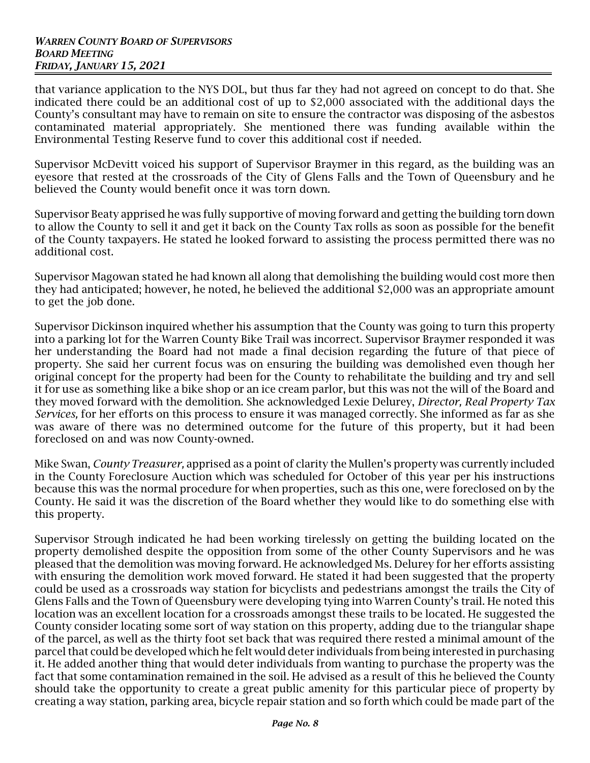that variance application to the NYS DOL, but thus far they had not agreed on concept to do that. She indicated there could be an additional cost of up to $2,000 associated with the additional days the County's consultant may have to remain on site to ensure the contractor was disposing of the asbestos contaminated material appropriately. She mentioned there was funding available within the Environmental Testing Reserve fund to cover this additional cost if needed.

Supervisor McDevitt voiced his support of Supervisor Braymer in this regard, as the building was an eyesore that rested at the crossroads of the City of Glens Falls and the Town of Queensbury and he believed the County would benefit once it was torn down.

Supervisor Beaty apprised he was fully supportive of moving forward and getting the building torn down to allow the County to sell it and get it back on the County Tax rolls as soon as possible for the benefit of the County taxpayers. He stated he looked forward to assisting the process permitted there was no additional cost.

Supervisor Magowan stated he had known all along that demolishing the building would cost more then they had anticipated; however, he noted, he believed the additional $2,000 was an appropriate amount to get the job done.

Supervisor Dickinson inquired whether his assumption that the County was going to turn this property into a parking lot for the Warren County Bike Trail was incorrect. Supervisor Braymer responded it was her understanding the Board had not made a final decision regarding the future of that piece of property. She said her current focus was on ensuring the building was demolished even though her original concept for the property had been for the County to rehabilitate the building and try and sell it for use as something like a bike shop or an ice cream parlor, but this was not the will of the Board and they moved forward with the demolition. She acknowledged Lexie Delurey, *Director, Real Property Tax Services,* for her efforts on this process to ensure it was managed correctly. She informed as far as she was aware of there was no determined outcome for the future of this property, but it had been foreclosed on and was now County-owned.

Mike Swan, *County Treasurer,* apprised as a point of clarity the Mullen's property was currently included in the County Foreclosure Auction which was scheduled for October of this year per his instructions because this was the normal procedure for when properties, such as this one, were foreclosed on by the County. He said it was the discretion of the Board whether they would like to do something else with this property.

Supervisor Strough indicated he had been working tirelessly on getting the building located on the property demolished despite the opposition from some of the other County Supervisors and he was pleased that the demolition was moving forward. He acknowledged Ms. Delurey for her efforts assisting with ensuring the demolition work moved forward. He stated it had been suggested that the property could be used as a crossroads way station for bicyclists and pedestrians amongst the trails the City of Glens Falls and the Town of Queensbury were developing tying into Warren County's trail. He noted this location was an excellent location for a crossroads amongst these trails to be located. He suggested the County consider locating some sort of way station on this property, adding due to the triangular shape of the parcel, as well as the thirty foot set back that was required there rested a minimal amount of the parcel that could be developed which he felt would deter individuals from being interested in purchasing it. He added another thing that would deter individuals from wanting to purchase the property was the fact that some contamination remained in the soil. He advised as a result of this he believed the County should take the opportunity to create a great public amenity for this particular piece of property by creating a way station, parking area, bicycle repair station and so forth which could be made part of the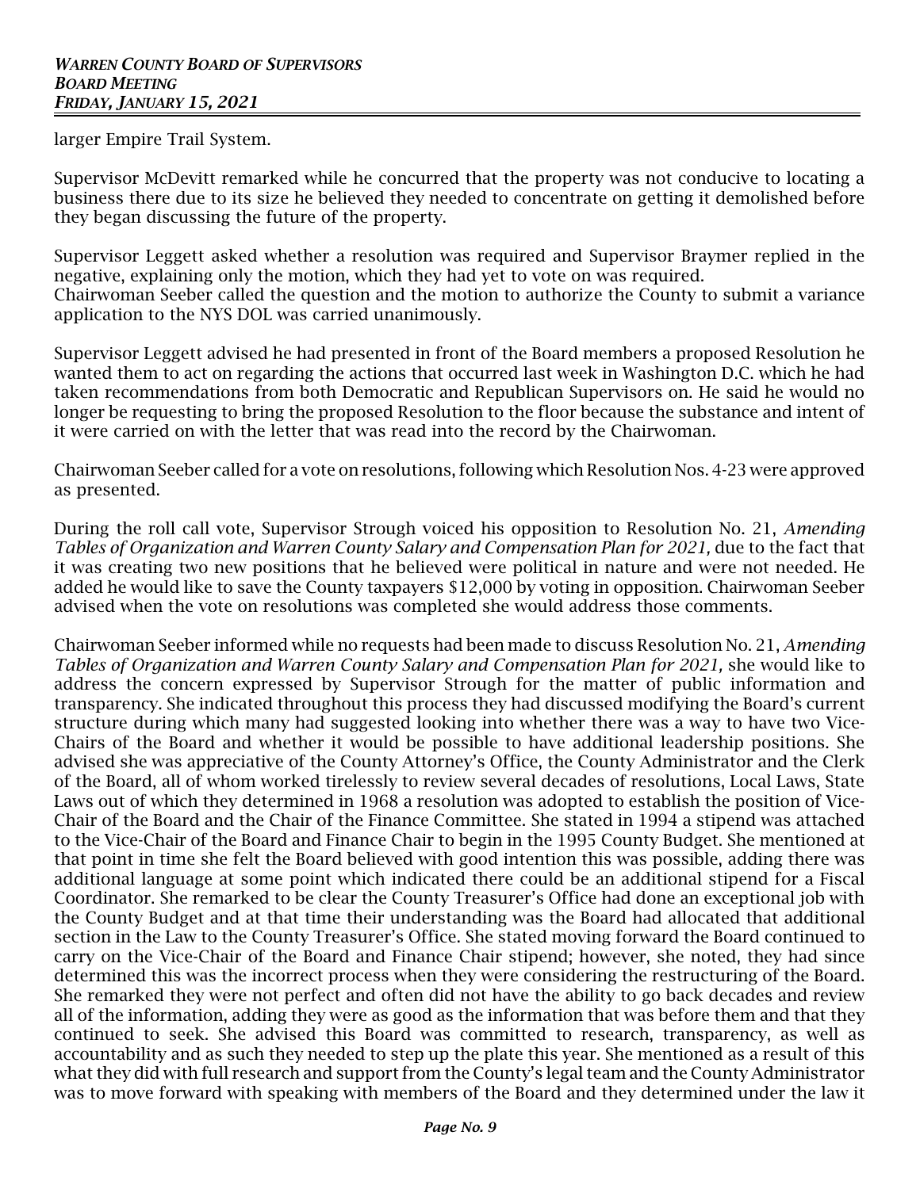larger Empire Trail System.

Supervisor McDevitt remarked while he concurred that the property was not conducive to locating a business there due to its size he believed they needed to concentrate on getting it demolished before they began discussing the future of the property.

Supervisor Leggett asked whether a resolution was required and Supervisor Braymer replied in the negative, explaining only the motion, which they had yet to vote on was required.
Chairwoman Seeber called the question and the motion to authorize the County to submit a variance application to the NYS DOL was carried unanimously.

Supervisor Leggett advised he had presented in front of the Board members a proposed Resolution he wanted them to act on regarding the actions that occurred last week in Washington D.C. which he had taken recommendations from both Democratic and Republican Supervisors on. He said he would no longer be requesting to bring the proposed Resolution to the floor because the substance and intent of it were carried on with the letter that was read into the record by the Chairwoman.

Chairwoman Seeber called for a vote on resolutions, following which Resolution Nos. 4-23 were approved as presented.

During the roll call vote, Supervisor Strough voiced his opposition to Resolution No. 21, *Amending Tables of Organization and Warren County Salary and Compensation Plan for 2021,* due to the fact that it was creating two new positions that he believed were political in nature and were not needed. He added he would like to save the County taxpayers $12,000 by voting in opposition. Chairwoman Seeber advised when the vote on resolutions was completed she would address those comments.

Chairwoman Seeber informed while no requests had been made to discuss Resolution No. 21, *Amending Tables of Organization and Warren County Salary and Compensation Plan for 2021,* she would like to address the concern expressed by Supervisor Strough for the matter of public information and transparency. She indicated throughout this process they had discussed modifying the Board's current structure during which many had suggested looking into whether there was a way to have two Vice-Chairs of the Board and whether it would be possible to have additional leadership positions. She advised she was appreciative of the County Attorney's Office, the County Administrator and the Clerk of the Board, all of whom worked tirelessly to review several decades of resolutions, Local Laws, State Laws out of which they determined in 1968 a resolution was adopted to establish the position of Vice-Chair of the Board and the Chair of the Finance Committee. She stated in 1994 a stipend was attached to the Vice-Chair of the Board and Finance Chair to begin in the 1995 County Budget. She mentioned at that point in time she felt the Board believed with good intention this was possible, adding there was additional language at some point which indicated there could be an additional stipend for a Fiscal Coordinator. She remarked to be clear the County Treasurer's Office had done an exceptional job with the County Budget and at that time their understanding was the Board had allocated that additional section in the Law to the County Treasurer's Office. She stated moving forward the Board continued to carry on the Vice-Chair of the Board and Finance Chair stipend; however, she noted, they had since determined this was the incorrect process when they were considering the restructuring of the Board. She remarked they were not perfect and often did not have the ability to go back decades and review all of the information, adding they were as good as the information that was before them and that they continued to seek. She advised this Board was committed to research, transparency, as well as accountability and as such they needed to step up the plate this year. She mentioned as a result of this what they did with full research and support from the County's legal team and the County Administrator was to move forward with speaking with members of the Board and they determined under the law it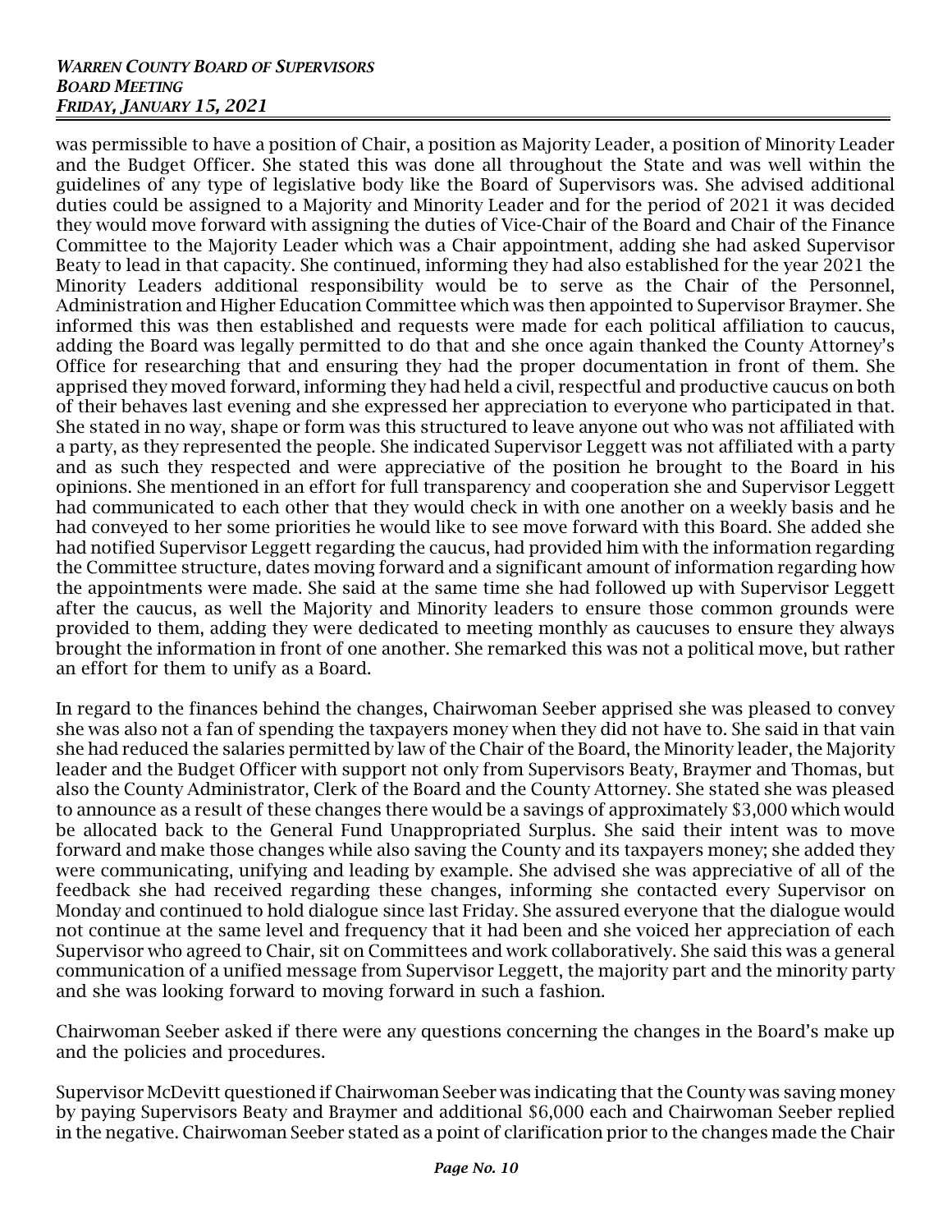was permissible to have a position of Chair, a position as Majority Leader, a position of Minority Leader and the Budget Officer. She stated this was done all throughout the State and was well within the guidelines of any type of legislative body like the Board of Supervisors was. She advised additional duties could be assigned to a Majority and Minority Leader and for the period of 2021 it was decided they would move forward with assigning the duties of Vice-Chair of the Board and Chair of the Finance Committee to the Majority Leader which was a Chair appointment, adding she had asked Supervisor Beaty to lead in that capacity. She continued, informing they had also established for the year 2021 the Minority Leaders additional responsibility would be to serve as the Chair of the Personnel, Administration and Higher Education Committee which was then appointed to Supervisor Braymer. She informed this was then established and requests were made for each political affiliation to caucus, adding the Board was legally permitted to do that and she once again thanked the County Attorney's Office for researching that and ensuring they had the proper documentation in front of them. She apprised they moved forward, informing they had held a civil, respectful and productive caucus on both of their behaves last evening and she expressed her appreciation to everyone who participated in that. She stated in no way, shape or form was this structured to leave anyone out who was not affiliated with a party, as they represented the people. She indicated Supervisor Leggett was not affiliated with a party and as such they respected and were appreciative of the position he brought to the Board in his opinions. She mentioned in an effort for full transparency and cooperation she and Supervisor Leggett had communicated to each other that they would check in with one another on a weekly basis and he had conveyed to her some priorities he would like to see move forward with this Board. She added she had notified Supervisor Leggett regarding the caucus, had provided him with the information regarding the Committee structure, dates moving forward and a significant amount of information regarding how the appointments were made. She said at the same time she had followed up with Supervisor Leggett after the caucus, as well the Majority and Minority leaders to ensure those common grounds were provided to them, adding they were dedicated to meeting monthly as caucuses to ensure they always brought the information in front of one another. She remarked this was not a political move, but rather an effort for them to unify as a Board.

In regard to the finances behind the changes, Chairwoman Seeber apprised she was pleased to convey she was also not a fan of spending the taxpayers money when they did not have to. She said in that vain she had reduced the salaries permitted by law of the Chair of the Board, the Minority leader, the Majority leader and the Budget Officer with support not only from Supervisors Beaty, Braymer and Thomas, but also the County Administrator, Clerk of the Board and the County Attorney. She stated she was pleased to announce as a result of these changes there would be a savings of approximately $3,000 which would be allocated back to the General Fund Unappropriated Surplus. She said their intent was to move forward and make those changes while also saving the County and its taxpayers money; she added they were communicating, unifying and leading by example. She advised she was appreciative of all of the feedback she had received regarding these changes, informing she contacted every Supervisor on Monday and continued to hold dialogue since last Friday. She assured everyone that the dialogue would not continue at the same level and frequency that it had been and she voiced her appreciation of each Supervisor who agreed to Chair, sit on Committees and work collaboratively. She said this was a general communication of a unified message from Supervisor Leggett, the majority part and the minority party and she was looking forward to moving forward in such a fashion.

Chairwoman Seeber asked if there were any questions concerning the changes in the Board's make up and the policies and procedures.

Supervisor McDevitt questioned if Chairwoman Seeber was indicating that the County was saving money by paying Supervisors Beaty and Braymer and additional $6,000 each and Chairwoman Seeber replied in the negative. Chairwoman Seeber stated as a point of clarification prior to the changes made the Chair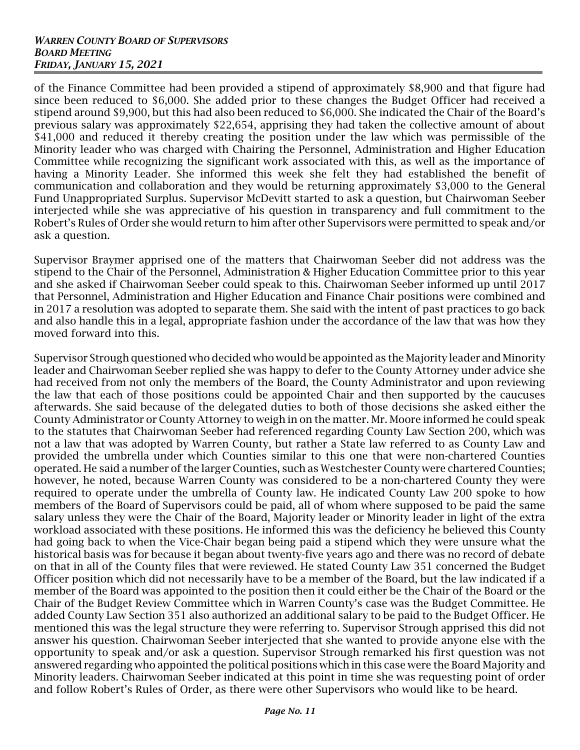of the Finance Committee had been provided a stipend of approximately $8,900 and that figure had since been reduced to $6,000. She added prior to these changes the Budget Officer had received a stipend around $9,900, but this had also been reduced to $6,000. She indicated the Chair of the Board's previous salary was approximately $22,654, apprising they had taken the collective amount of about $41,000 and reduced it thereby creating the position under the law which was permissible of the Minority leader who was charged with Chairing the Personnel, Administration and Higher Education Committee while recognizing the significant work associated with this, as well as the importance of having a Minority Leader. She informed this week she felt they had established the benefit of communication and collaboration and they would be returning approximately $3,000 to the General Fund Unappropriated Surplus. Supervisor McDevitt started to ask a question, but Chairwoman Seeber interjected while she was appreciative of his question in transparency and full commitment to the Robert's Rules of Order she would return to him after other Supervisors were permitted to speak and/or ask a question.

Supervisor Braymer apprised one of the matters that Chairwoman Seeber did not address was the stipend to the Chair of the Personnel, Administration & Higher Education Committee prior to this year and she asked if Chairwoman Seeber could speak to this. Chairwoman Seeber informed up until 2017 that Personnel, Administration and Higher Education and Finance Chair positions were combined and in 2017 a resolution was adopted to separate them. She said with the intent of past practices to go back and also handle this in a legal, appropriate fashion under the accordance of the law that was how they moved forward into this.

Supervisor Strough questioned who decided who would be appointed as the Majority leader and Minority leader and Chairwoman Seeber replied she was happy to defer to the County Attorney under advice she had received from not only the members of the Board, the County Administrator and upon reviewing the law that each of those positions could be appointed Chair and then supported by the caucuses afterwards. She said because of the delegated duties to both of those decisions she asked either the County Administrator or County Attorney to weigh in on the matter. Mr. Moore informed he could speak to the statutes that Chairwoman Seeber had referenced regarding County Law Section 200, which was not a law that was adopted by Warren County, but rather a State law referred to as County Law and provided the umbrella under which Counties similar to this one that were non-chartered Counties operated. He said a number of the larger Counties, such as Westchester County were chartered Counties; however, he noted, because Warren County was considered to be a non-chartered County they were required to operate under the umbrella of County law. He indicated County Law 200 spoke to how members of the Board of Supervisors could be paid, all of whom where supposed to be paid the same salary unless they were the Chair of the Board, Majority leader or Minority leader in light of the extra workload associated with these positions. He informed this was the deficiency he believed this County had going back to when the Vice-Chair began being paid a stipend which they were unsure what the historical basis was for because it began about twenty-five years ago and there was no record of debate on that in all of the County files that were reviewed. He stated County Law 351 concerned the Budget Officer position which did not necessarily have to be a member of the Board, but the law indicated if a member of the Board was appointed to the position then it could either be the Chair of the Board or the Chair of the Budget Review Committee which in Warren County's case was the Budget Committee. He added County Law Section 351 also authorized an additional salary to be paid to the Budget Officer. He mentioned this was the legal structure they were referring to. Supervisor Strough apprised this did not answer his question. Chairwoman Seeber interjected that she wanted to provide anyone else with the opportunity to speak and/or ask a question. Supervisor Strough remarked his first question was not answered regarding who appointed the political positions which in this case were the Board Majority and Minority leaders. Chairwoman Seeber indicated at this point in time she was requesting point of order and follow Robert's Rules of Order, as there were other Supervisors who would like to be heard.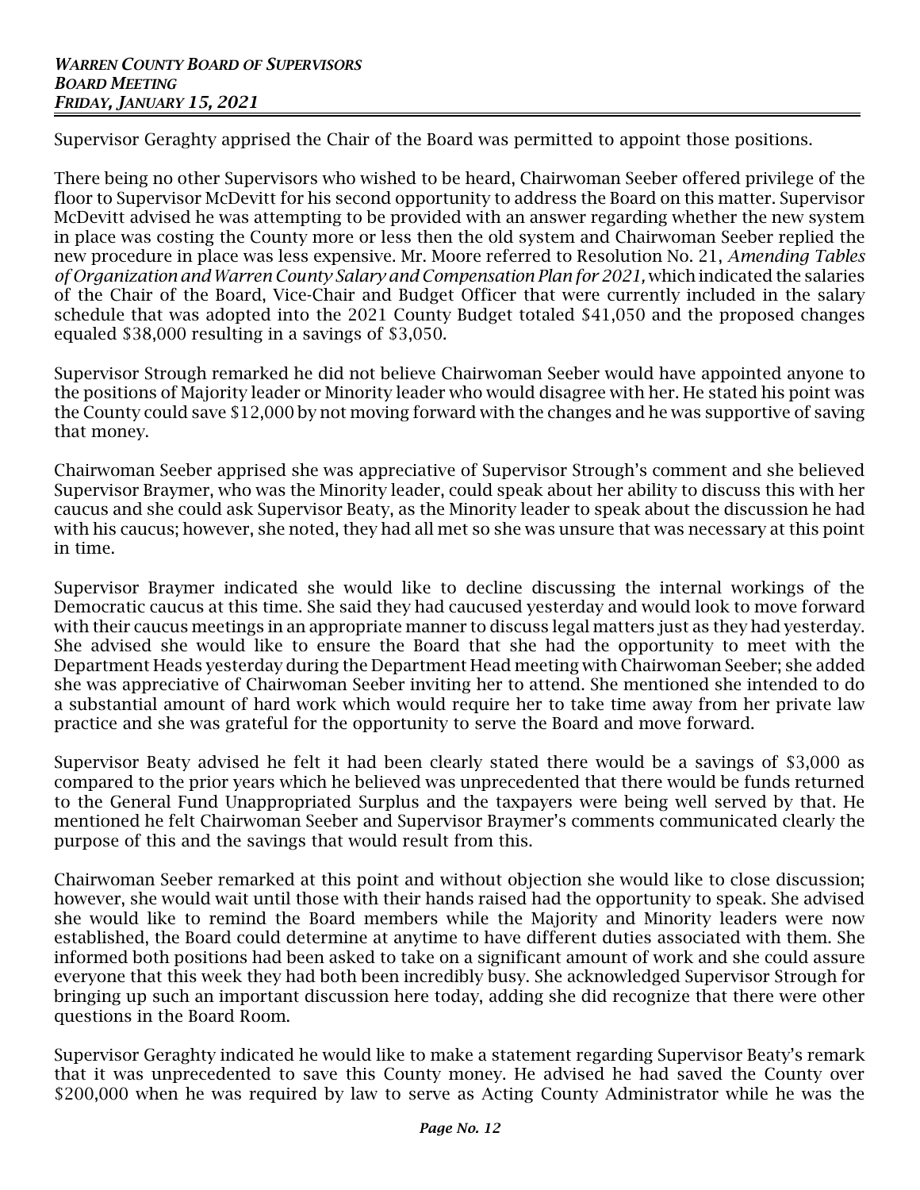Supervisor Geraghty apprised the Chair of the Board was permitted to appoint those positions.

There being no other Supervisors who wished to be heard, Chairwoman Seeber offered privilege of the floor to Supervisor McDevitt for his second opportunity to address the Board on this matter. Supervisor McDevitt advised he was attempting to be provided with an answer regarding whether the new system in place was costing the County more or less then the old system and Chairwoman Seeber replied the new procedure in place was less expensive. Mr. Moore referred to Resolution No. 21, *Amending Tables of Organization and Warren County Salary and Compensation Plan for 2021,* which indicated the salaries of the Chair of the Board, Vice-Chair and Budget Officer that were currently included in the salary schedule that was adopted into the 2021 County Budget totaled $41,050 and the proposed changes equaled $38,000 resulting in a savings of $3,050.

Supervisor Strough remarked he did not believe Chairwoman Seeber would have appointed anyone to the positions of Majority leader or Minority leader who would disagree with her. He stated his point was the County could save $12,000 by not moving forward with the changes and he was supportive of saving that money.

Chairwoman Seeber apprised she was appreciative of Supervisor Strough's comment and she believed Supervisor Braymer, who was the Minority leader, could speak about her ability to discuss this with her caucus and she could ask Supervisor Beaty, as the Minority leader to speak about the discussion he had with his caucus; however, she noted, they had all met so she was unsure that was necessary at this point in time.

Supervisor Braymer indicated she would like to decline discussing the internal workings of the Democratic caucus at this time. She said they had caucused yesterday and would look to move forward with their caucus meetings in an appropriate manner to discuss legal matters just as they had yesterday. She advised she would like to ensure the Board that she had the opportunity to meet with the Department Heads yesterday during the Department Head meeting with Chairwoman Seeber; she added she was appreciative of Chairwoman Seeber inviting her to attend. She mentioned she intended to do a substantial amount of hard work which would require her to take time away from her private law practice and she was grateful for the opportunity to serve the Board and move forward.

Supervisor Beaty advised he felt it had been clearly stated there would be a savings of $3,000 as compared to the prior years which he believed was unprecedented that there would be funds returned to the General Fund Unappropriated Surplus and the taxpayers were being well served by that. He mentioned he felt Chairwoman Seeber and Supervisor Braymer's comments communicated clearly the purpose of this and the savings that would result from this.

Chairwoman Seeber remarked at this point and without objection she would like to close discussion; however, she would wait until those with their hands raised had the opportunity to speak. She advised she would like to remind the Board members while the Majority and Minority leaders were now established, the Board could determine at anytime to have different duties associated with them. She informed both positions had been asked to take on a significant amount of work and she could assure everyone that this week they had both been incredibly busy. She acknowledged Supervisor Strough for bringing up such an important discussion here today, adding she did recognize that there were other questions in the Board Room.

Supervisor Geraghty indicated he would like to make a statement regarding Supervisor Beaty's remark that it was unprecedented to save this County money. He advised he had saved the County over $200,000 when he was required by law to serve as Acting County Administrator while he was the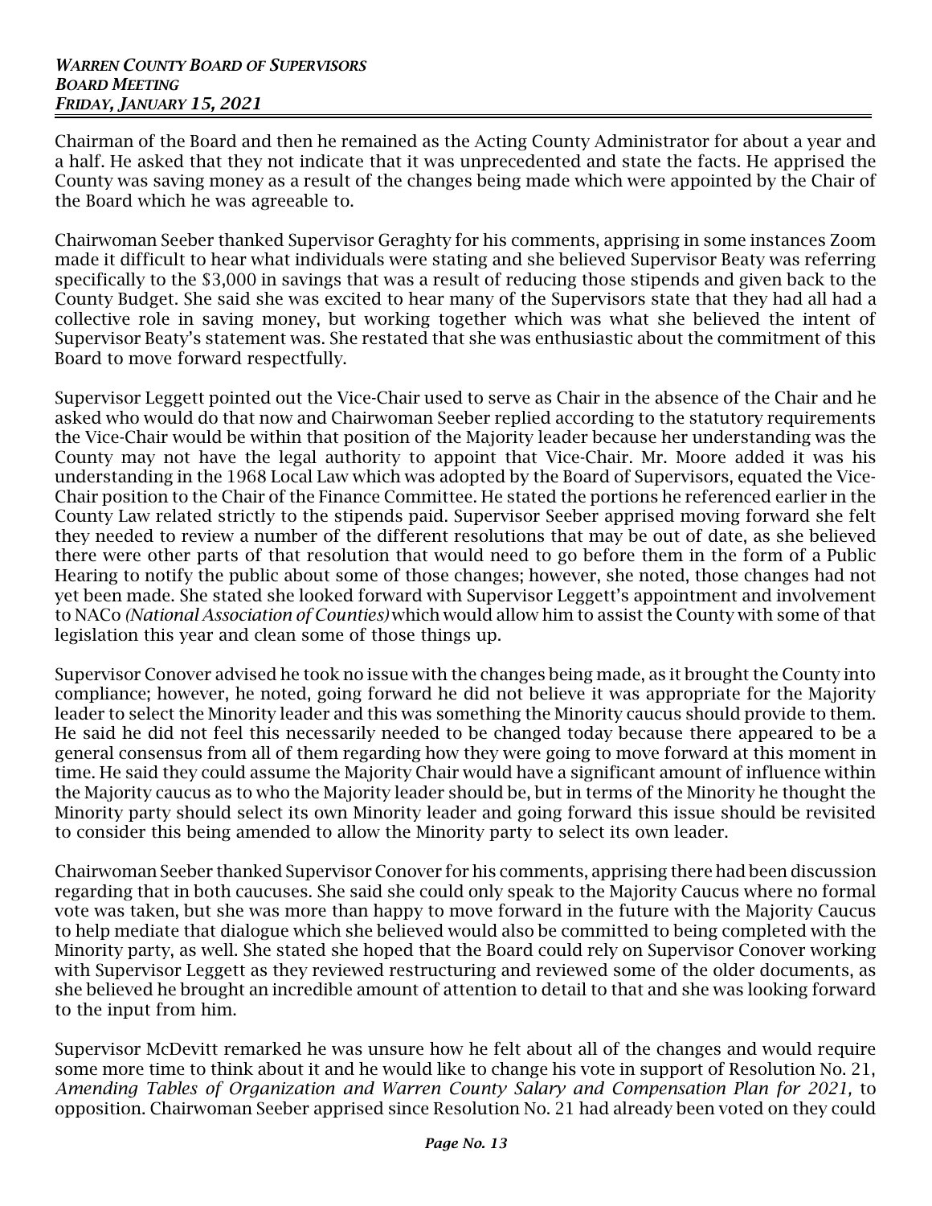Chairman of the Board and then he remained as the Acting County Administrator for about a year and a half. He asked that they not indicate that it was unprecedented and state the facts. He apprised the County was saving money as a result of the changes being made which were appointed by the Chair of the Board which he was agreeable to.

Chairwoman Seeber thanked Supervisor Geraghty for his comments, apprising in some instances Zoom made it difficult to hear what individuals were stating and she believed Supervisor Beaty was referring specifically to the $3,000 in savings that was a result of reducing those stipends and given back to the County Budget. She said she was excited to hear many of the Supervisors state that they had all had a collective role in saving money, but working together which was what she believed the intent of Supervisor Beaty's statement was. She restated that she was enthusiastic about the commitment of this Board to move forward respectfully.

Supervisor Leggett pointed out the Vice-Chair used to serve as Chair in the absence of the Chair and he asked who would do that now and Chairwoman Seeber replied according to the statutory requirements the Vice-Chair would be within that position of the Majority leader because her understanding was the County may not have the legal authority to appoint that Vice-Chair. Mr. Moore added it was his understanding in the 1968 Local Law which was adopted by the Board of Supervisors, equated the Vice-Chair position to the Chair of the Finance Committee. He stated the portions he referenced earlier in the County Law related strictly to the stipends paid. Supervisor Seeber apprised moving forward she felt they needed to review a number of the different resolutions that may be out of date, as she believed there were other parts of that resolution that would need to go before them in the form of a Public Hearing to notify the public about some of those changes; however, she noted, those changes had not yet been made. She stated she looked forward with Supervisor Leggett's appointment and involvement to NACo *(National Association of Counties)* which would allow him to assist the County with some of that legislation this year and clean some of those things up.

Supervisor Conover advised he took no issue with the changes being made, as it brought the County into compliance; however, he noted, going forward he did not believe it was appropriate for the Majority leader to select the Minority leader and this was something the Minority caucus should provide to them. He said he did not feel this necessarily needed to be changed today because there appeared to be a general consensus from all of them regarding how they were going to move forward at this moment in time. He said they could assume the Majority Chair would have a significant amount of influence within the Majority caucus as to who the Majority leader should be, but in terms of the Minority he thought the Minority party should select its own Minority leader and going forward this issue should be revisited to consider this being amended to allow the Minority party to select its own leader.

Chairwoman Seeber thanked Supervisor Conover for his comments, apprising there had been discussion regarding that in both caucuses. She said she could only speak to the Majority Caucus where no formal vote was taken, but she was more than happy to move forward in the future with the Majority Caucus to help mediate that dialogue which she believed would also be committed to being completed with the Minority party, as well. She stated she hoped that the Board could rely on Supervisor Conover working with Supervisor Leggett as they reviewed restructuring and reviewed some of the older documents, as she believed he brought an incredible amount of attention to detail to that and she was looking forward to the input from him.

Supervisor McDevitt remarked he was unsure how he felt about all of the changes and would require some more time to think about it and he would like to change his vote in support of Resolution No. 21, *Amending Tables of Organization and Warren County Salary and Compensation Plan for 2021,* to opposition. Chairwoman Seeber apprised since Resolution No. 21 had already been voted on they could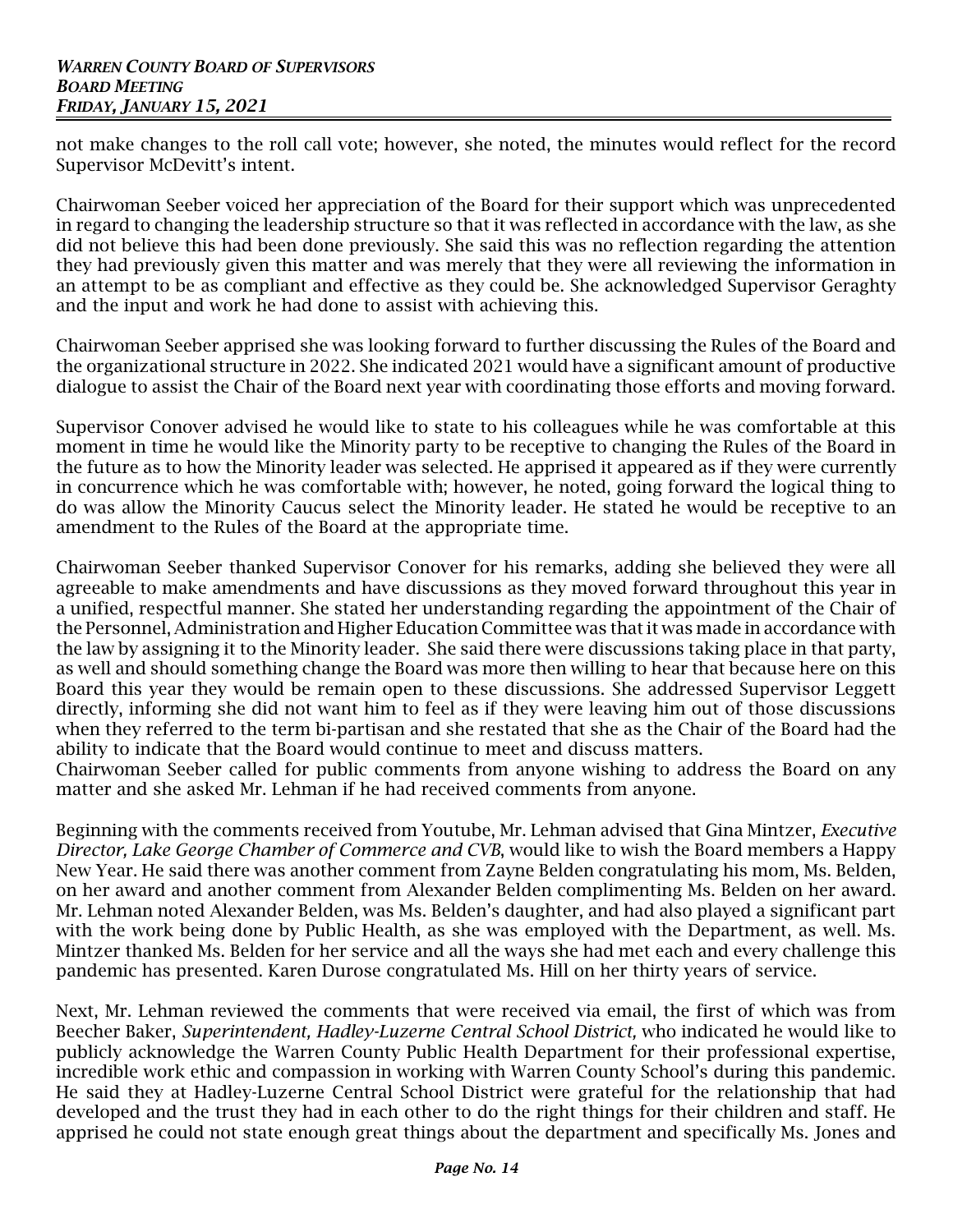not make changes to the roll call vote; however, she noted, the minutes would reflect for the record Supervisor McDevitt's intent.

Chairwoman Seeber voiced her appreciation of the Board for their support which was unprecedented in regard to changing the leadership structure so that it was reflected in accordance with the law, as she did not believe this had been done previously. She said this was no reflection regarding the attention they had previously given this matter and was merely that they were all reviewing the information in an attempt to be as compliant and effective as they could be. She acknowledged Supervisor Geraghty and the input and work he had done to assist with achieving this.

Chairwoman Seeber apprised she was looking forward to further discussing the Rules of the Board and the organizational structure in 2022. She indicated 2021 would have a significant amount of productive dialogue to assist the Chair of the Board next year with coordinating those efforts and moving forward.

Supervisor Conover advised he would like to state to his colleagues while he was comfortable at this moment in time he would like the Minority party to be receptive to changing the Rules of the Board in the future as to how the Minority leader was selected. He apprised it appeared as if they were currently in concurrence which he was comfortable with; however, he noted, going forward the logical thing to do was allow the Minority Caucus select the Minority leader. He stated he would be receptive to an amendment to the Rules of the Board at the appropriate time.

Chairwoman Seeber thanked Supervisor Conover for his remarks, adding she believed they were all agreeable to make amendments and have discussions as they moved forward throughout this year in a unified, respectful manner. She stated her understanding regarding the appointment of the Chair of the Personnel, Administration and Higher Education Committee was that it was made in accordance with the law by assigning it to the Minority leader. She said there were discussions taking place in that party, as well and should something change the Board was more then willing to hear that because here on this Board this year they would be remain open to these discussions. She addressed Supervisor Leggett directly, informing she did not want him to feel as if they were leaving him out of those discussions when they referred to the term bi-partisan and she restated that she as the Chair of the Board had the ability to indicate that the Board would continue to meet and discuss matters.
Chairwoman Seeber called for public comments from anyone wishing to address the Board on any matter and she asked Mr. Lehman if he had received comments from anyone.

Beginning with the comments received from Youtube, Mr. Lehman advised that Gina Mintzer, *Executive Director, Lake George Chamber of Commerce and CVB*, would like to wish the Board members a Happy New Year. He said there was another comment from Zayne Belden congratulating his mom, Ms. Belden, on her award and another comment from Alexander Belden complimenting Ms. Belden on her award. Mr. Lehman noted Alexander Belden, was Ms. Belden's daughter, and had also played a significant part with the work being done by Public Health, as she was employed with the Department, as well. Ms. Mintzer thanked Ms. Belden for her service and all the ways she had met each and every challenge this pandemic has presented. Karen Durose congratulated Ms. Hill on her thirty years of service.

Next, Mr. Lehman reviewed the comments that were received via email, the first of which was from Beecher Baker, *Superintendent, Hadley-Luzerne Central School District,* who indicated he would like to publicly acknowledge the Warren County Public Health Department for their professional expertise, incredible work ethic and compassion in working with Warren County School's during this pandemic. He said they at Hadley-Luzerne Central School District were grateful for the relationship that had developed and the trust they had in each other to do the right things for their children and staff. He apprised he could not state enough great things about the department and specifically Ms. Jones and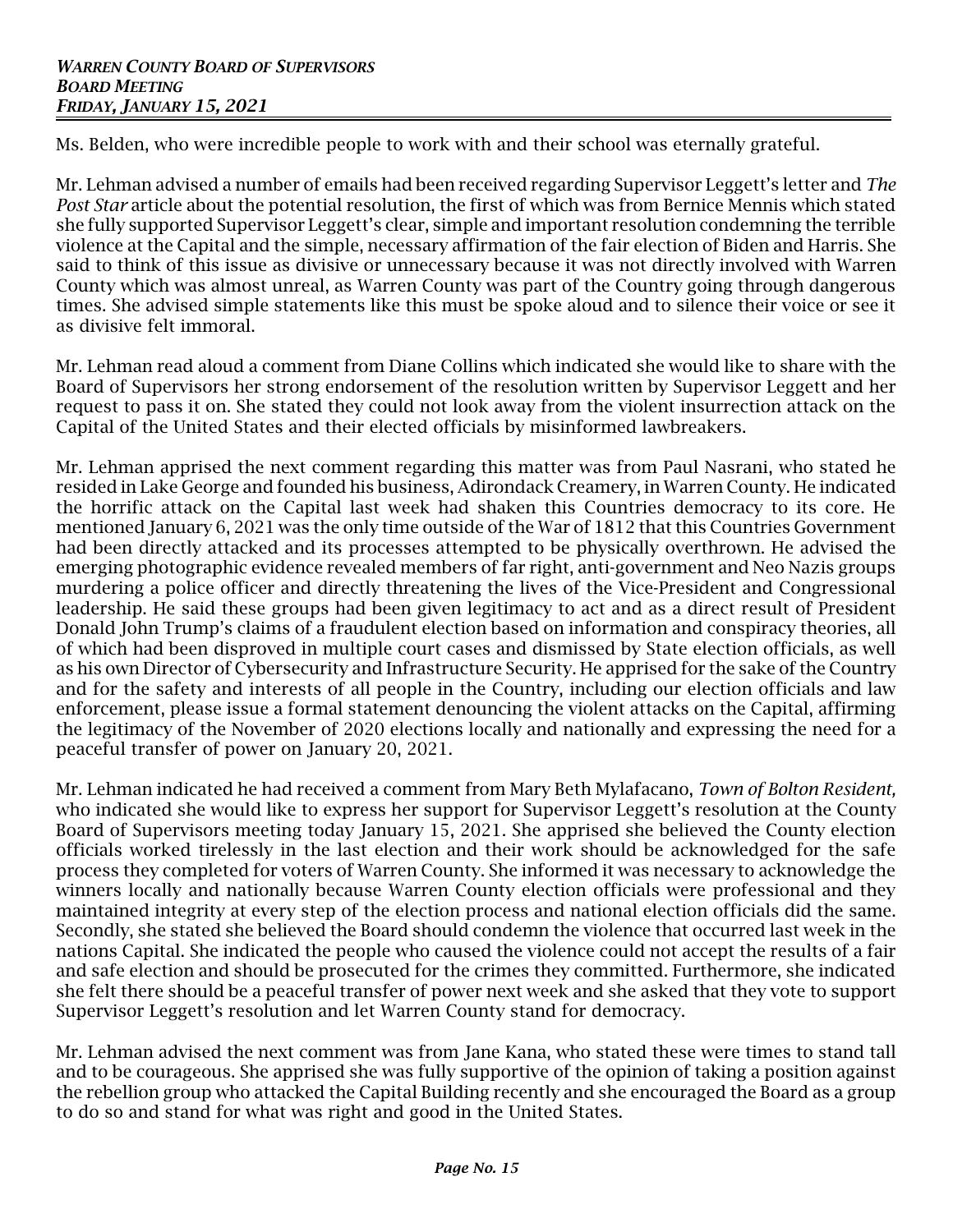Ms. Belden, who were incredible people to work with and their school was eternally grateful.

Mr. Lehman advised a number of emails had been received regarding Supervisor Leggett's letter and *The Post Star* article about the potential resolution, the first of which was from Bernice Mennis which stated she fully supported Supervisor Leggett's clear, simple and important resolution condemning the terrible violence at the Capital and the simple, necessary affirmation of the fair election of Biden and Harris. She said to think of this issue as divisive or unnecessary because it was not directly involved with Warren County which was almost unreal, as Warren County was part of the Country going through dangerous times. She advised simple statements like this must be spoke aloud and to silence their voice or see it as divisive felt immoral.

Mr. Lehman read aloud a comment from Diane Collins which indicated she would like to share with the Board of Supervisors her strong endorsement of the resolution written by Supervisor Leggett and her request to pass it on. She stated they could not look away from the violent insurrection attack on the Capital of the United States and their elected officials by misinformed lawbreakers.

Mr. Lehman apprised the next comment regarding this matter was from Paul Nasrani, who stated he resided in Lake George and founded his business, Adirondack Creamery, in Warren County. He indicated the horrific attack on the Capital last week had shaken this Countries democracy to its core. He mentioned January 6, 2021 was the only time outside of the War of 1812 that this Countries Government had been directly attacked and its processes attempted to be physically overthrown. He advised the emerging photographic evidence revealed members of far right, anti-government and Neo Nazis groups murdering a police officer and directly threatening the lives of the Vice-President and Congressional leadership. He said these groups had been given legitimacy to act and as a direct result of President Donald John Trump's claims of a fraudulent election based on information and conspiracy theories, all of which had been disproved in multiple court cases and dismissed by State election officials, as well as his own Director of Cybersecurity and Infrastructure Security. He apprised for the sake of the Country and for the safety and interests of all people in the Country, including our election officials and law enforcement, please issue a formal statement denouncing the violent attacks on the Capital, affirming the legitimacy of the November of 2020 elections locally and nationally and expressing the need for a peaceful transfer of power on January 20, 2021.

Mr. Lehman indicated he had received a comment from Mary Beth Mylafacano, *Town of Bolton Resident,* who indicated she would like to express her support for Supervisor Leggett's resolution at the County Board of Supervisors meeting today January 15, 2021. She apprised she believed the County election officials worked tirelessly in the last election and their work should be acknowledged for the safe process they completed for voters of Warren County. She informed it was necessary to acknowledge the winners locally and nationally because Warren County election officials were professional and they maintained integrity at every step of the election process and national election officials did the same. Secondly, she stated she believed the Board should condemn the violence that occurred last week in the nations Capital. She indicated the people who caused the violence could not accept the results of a fair and safe election and should be prosecuted for the crimes they committed. Furthermore, she indicated she felt there should be a peaceful transfer of power next week and she asked that they vote to support Supervisor Leggett's resolution and let Warren County stand for democracy.

Mr. Lehman advised the next comment was from Jane Kana, who stated these were times to stand tall and to be courageous. She apprised she was fully supportive of the opinion of taking a position against the rebellion group who attacked the Capital Building recently and she encouraged the Board as a group to do so and stand for what was right and good in the United States.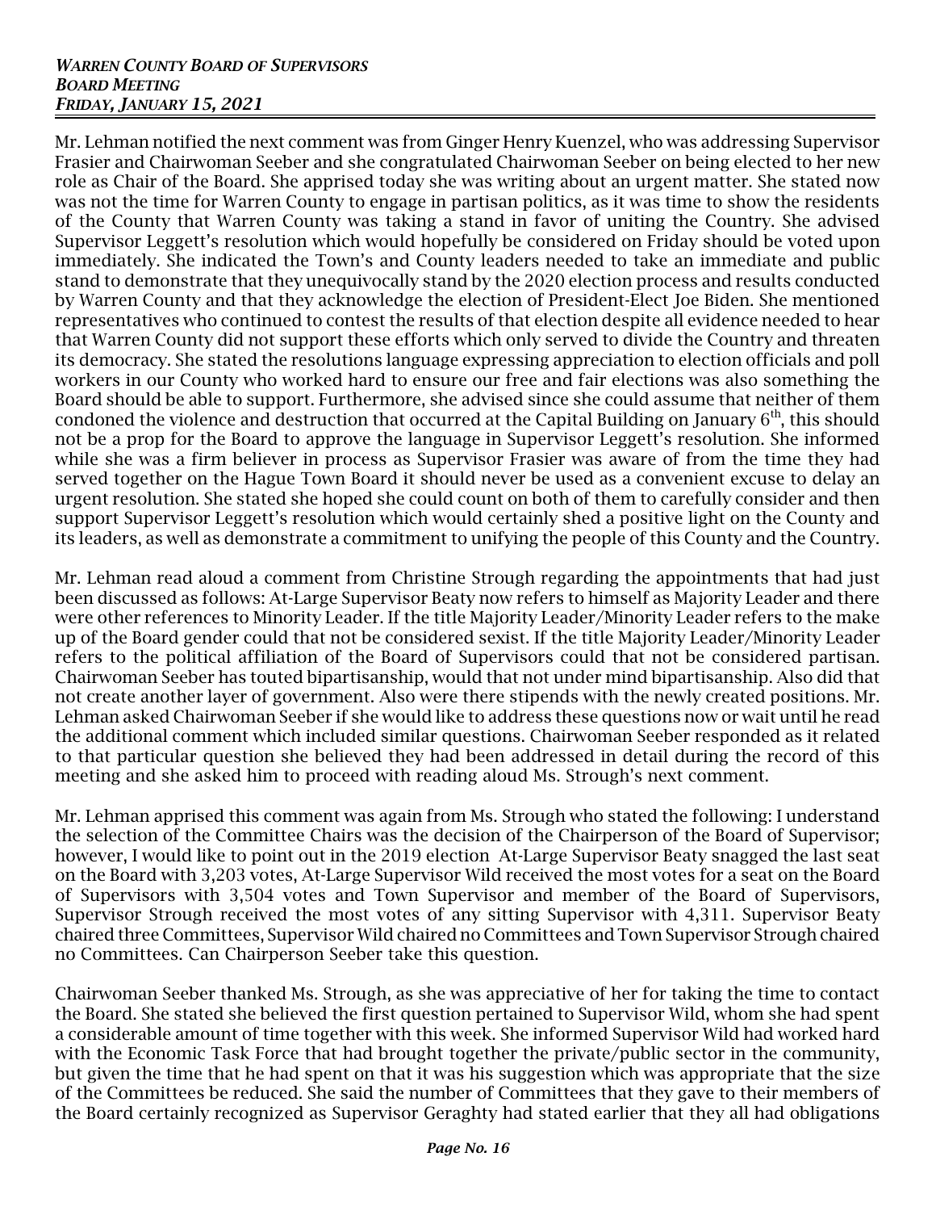Mr. Lehman notified the next comment was from Ginger Henry Kuenzel, who was addressing Supervisor Frasier and Chairwoman Seeber and she congratulated Chairwoman Seeber on being elected to her new role as Chair of the Board. She apprised today she was writing about an urgent matter. She stated now was not the time for Warren County to engage in partisan politics, as it was time to show the residents of the County that Warren County was taking a stand in favor of uniting the Country. She advised Supervisor Leggett's resolution which would hopefully be considered on Friday should be voted upon immediately. She indicated the Town's and County leaders needed to take an immediate and public stand to demonstrate that they unequivocally stand by the 2020 election process and results conducted by Warren County and that they acknowledge the election of President-Elect Joe Biden. She mentioned representatives who continued to contest the results of that election despite all evidence needed to hear that Warren County did not support these efforts which only served to divide the Country and threaten its democracy. She stated the resolutions language expressing appreciation to election officials and poll workers in our County who worked hard to ensure our free and fair elections was also something the Board should be able to support. Furthermore, she advised since she could assume that neither of them condoned the violence and destruction that occurred at the Capital Building on January 6th, this should not be a prop for the Board to approve the language in Supervisor Leggett's resolution. She informed while she was a firm believer in process as Supervisor Frasier was aware of from the time they had served together on the Hague Town Board it should never be used as a convenient excuse to delay an urgent resolution. She stated she hoped she could count on both of them to carefully consider and then support Supervisor Leggett's resolution which would certainly shed a positive light on the County and its leaders, as well as demonstrate a commitment to unifying the people of this County and the Country.

Mr. Lehman read aloud a comment from Christine Strough regarding the appointments that had just been discussed as follows: At-Large Supervisor Beaty now refers to himself as Majority Leader and there were other references to Minority Leader. If the title Majority Leader/Minority Leader refers to the make up of the Board gender could that not be considered sexist. If the title Majority Leader/Minority Leader refers to the political affiliation of the Board of Supervisors could that not be considered partisan. Chairwoman Seeber has touted bipartisanship, would that not under mind bipartisanship. Also did that not create another layer of government. Also were there stipends with the newly created positions. Mr. Lehman asked Chairwoman Seeber if she would like to address these questions now or wait until he read the additional comment which included similar questions. Chairwoman Seeber responded as it related to that particular question she believed they had been addressed in detail during the record of this meeting and she asked him to proceed with reading aloud Ms. Strough's next comment.

Mr. Lehman apprised this comment was again from Ms. Strough who stated the following: I understand the selection of the Committee Chairs was the decision of the Chairperson of the Board of Supervisor; however, I would like to point out in the 2019 election At-Large Supervisor Beaty snagged the last seat on the Board with 3,203 votes, At-Large Supervisor Wild received the most votes for a seat on the Board of Supervisors with 3,504 votes and Town Supervisor and member of the Board of Supervisors, Supervisor Strough received the most votes of any sitting Supervisor with 4,311. Supervisor Beaty chaired three Committees, Supervisor Wild chaired no Committees and Town Supervisor Strough chaired no Committees. Can Chairperson Seeber take this question.

Chairwoman Seeber thanked Ms. Strough, as she was appreciative of her for taking the time to contact the Board. She stated she believed the first question pertained to Supervisor Wild, whom she had spent a considerable amount of time together with this week. She informed Supervisor Wild had worked hard with the Economic Task Force that had brought together the private/public sector in the community, but given the time that he had spent on that it was his suggestion which was appropriate that the size of the Committees be reduced. She said the number of Committees that they gave to their members of the Board certainly recognized as Supervisor Geraghty had stated earlier that they all had obligations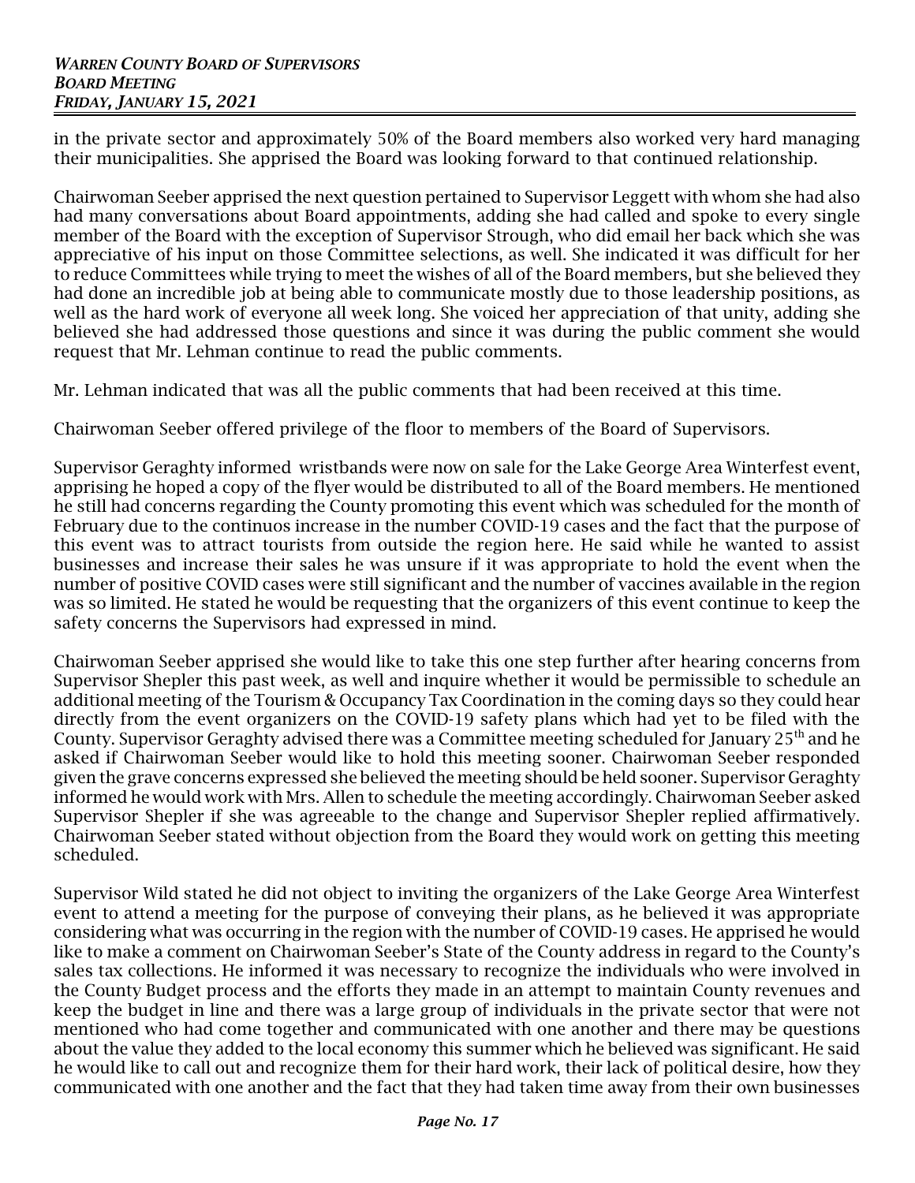in the private sector and approximately 50% of the Board members also worked very hard managing their municipalities. She apprised the Board was looking forward to that continued relationship.

Chairwoman Seeber apprised the next question pertained to Supervisor Leggett with whom she had also had many conversations about Board appointments, adding she had called and spoke to every single member of the Board with the exception of Supervisor Strough, who did email her back which she was appreciative of his input on those Committee selections, as well. She indicated it was difficult for her to reduce Committees while trying to meet the wishes of all of the Board members, but she believed they had done an incredible job at being able to communicate mostly due to those leadership positions, as well as the hard work of everyone all week long. She voiced her appreciation of that unity, adding she believed she had addressed those questions and since it was during the public comment she would request that Mr. Lehman continue to read the public comments.

Mr. Lehman indicated that was all the public comments that had been received at this time.

Chairwoman Seeber offered privilege of the floor to members of the Board of Supervisors.

Supervisor Geraghty informed wristbands were now on sale for the Lake George Area Winterfest event, apprising he hoped a copy of the flyer would be distributed to all of the Board members. He mentioned he still had concerns regarding the County promoting this event which was scheduled for the month of February due to the continuos increase in the number COVID-19 cases and the fact that the purpose of this event was to attract tourists from outside the region here. He said while he wanted to assist businesses and increase their sales he was unsure if it was appropriate to hold the event when the number of positive COVID cases were still significant and the number of vaccines available in the region was so limited. He stated he would be requesting that the organizers of this event continue to keep the safety concerns the Supervisors had expressed in mind.

Chairwoman Seeber apprised she would like to take this one step further after hearing concerns from Supervisor Shepler this past week, as well and inquire whether it would be permissible to schedule an additional meeting of the Tourism & Occupancy Tax Coordination in the coming days so they could hear directly from the event organizers on the COVID-19 safety plans which had yet to be filed with the County. Supervisor Geraghty advised there was a Committee meeting scheduled for January 25th and he asked if Chairwoman Seeber would like to hold this meeting sooner. Chairwoman Seeber responded given the grave concerns expressed she believed the meeting should be held sooner. Supervisor Geraghty informed he would work with Mrs. Allen to schedule the meeting accordingly. Chairwoman Seeber asked Supervisor Shepler if she was agreeable to the change and Supervisor Shepler replied affirmatively. Chairwoman Seeber stated without objection from the Board they would work on getting this meeting scheduled.

Supervisor Wild stated he did not object to inviting the organizers of the Lake George Area Winterfest event to attend a meeting for the purpose of conveying their plans, as he believed it was appropriate considering what was occurring in the region with the number of COVID-19 cases. He apprised he would like to make a comment on Chairwoman Seeber's State of the County address in regard to the County's sales tax collections. He informed it was necessary to recognize the individuals who were involved in the County Budget process and the efforts they made in an attempt to maintain County revenues and keep the budget in line and there was a large group of individuals in the private sector that were not mentioned who had come together and communicated with one another and there may be questions about the value they added to the local economy this summer which he believed was significant. He said he would like to call out and recognize them for their hard work, their lack of political desire, how they communicated with one another and the fact that they had taken time away from their own businesses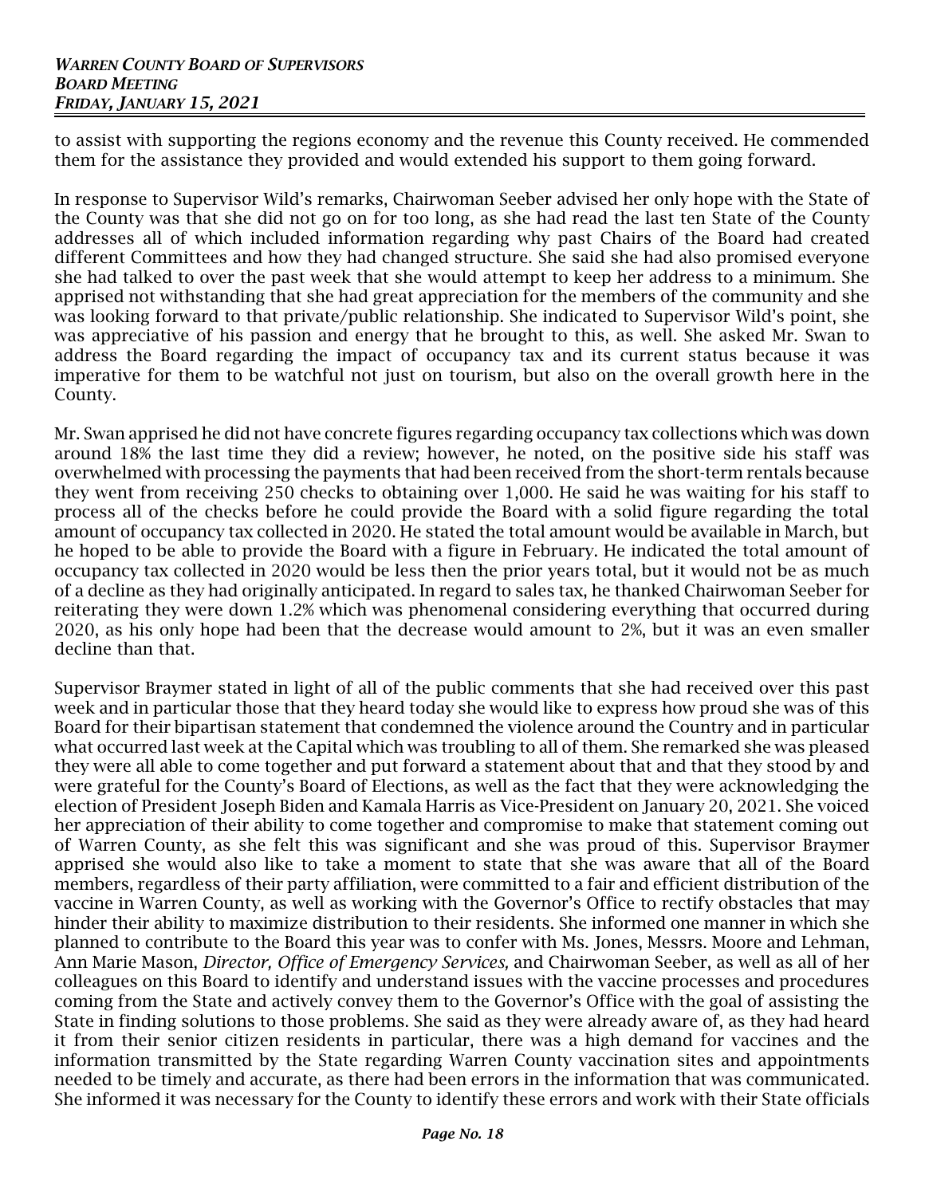to assist with supporting the regions economy and the revenue this County received. He commended them for the assistance they provided and would extended his support to them going forward.

In response to Supervisor Wild's remarks, Chairwoman Seeber advised her only hope with the State of the County was that she did not go on for too long, as she had read the last ten State of the County addresses all of which included information regarding why past Chairs of the Board had created different Committees and how they had changed structure. She said she had also promised everyone she had talked to over the past week that she would attempt to keep her address to a minimum. She apprised not withstanding that she had great appreciation for the members of the community and she was looking forward to that private/public relationship. She indicated to Supervisor Wild's point, she was appreciative of his passion and energy that he brought to this, as well. She asked Mr. Swan to address the Board regarding the impact of occupancy tax and its current status because it was imperative for them to be watchful not just on tourism, but also on the overall growth here in the County.

Mr. Swan apprised he did not have concrete figures regarding occupancy tax collections which was down around 18% the last time they did a review; however, he noted, on the positive side his staff was overwhelmed with processing the payments that had been received from the short-term rentals because they went from receiving 250 checks to obtaining over 1,000. He said he was waiting for his staff to process all of the checks before he could provide the Board with a solid figure regarding the total amount of occupancy tax collected in 2020. He stated the total amount would be available in March, but he hoped to be able to provide the Board with a figure in February. He indicated the total amount of occupancy tax collected in 2020 would be less then the prior years total, but it would not be as much of a decline as they had originally anticipated. In regard to sales tax, he thanked Chairwoman Seeber for reiterating they were down 1.2% which was phenomenal considering everything that occurred during 2020, as his only hope had been that the decrease would amount to 2%, but it was an even smaller decline than that.

Supervisor Braymer stated in light of all of the public comments that she had received over this past week and in particular those that they heard today she would like to express how proud she was of this Board for their bipartisan statement that condemned the violence around the Country and in particular what occurred last week at the Capital which was troubling to all of them. She remarked she was pleased they were all able to come together and put forward a statement about that and that they stood by and were grateful for the County's Board of Elections, as well as the fact that they were acknowledging the election of President Joseph Biden and Kamala Harris as Vice-President on January 20, 2021. She voiced her appreciation of their ability to come together and compromise to make that statement coming out of Warren County, as she felt this was significant and she was proud of this. Supervisor Braymer apprised she would also like to take a moment to state that she was aware that all of the Board members, regardless of their party affiliation, were committed to a fair and efficient distribution of the vaccine in Warren County, as well as working with the Governor's Office to rectify obstacles that may hinder their ability to maximize distribution to their residents. She informed one manner in which she planned to contribute to the Board this year was to confer with Ms. Jones, Messrs. Moore and Lehman, Ann Marie Mason, *Director, Office of Emergency Services,* and Chairwoman Seeber, as well as all of her colleagues on this Board to identify and understand issues with the vaccine processes and procedures coming from the State and actively convey them to the Governor's Office with the goal of assisting the State in finding solutions to those problems. She said as they were already aware of, as they had heard it from their senior citizen residents in particular, there was a high demand for vaccines and the information transmitted by the State regarding Warren County vaccination sites and appointments needed to be timely and accurate, as there had been errors in the information that was communicated. She informed it was necessary for the County to identify these errors and work with their State officials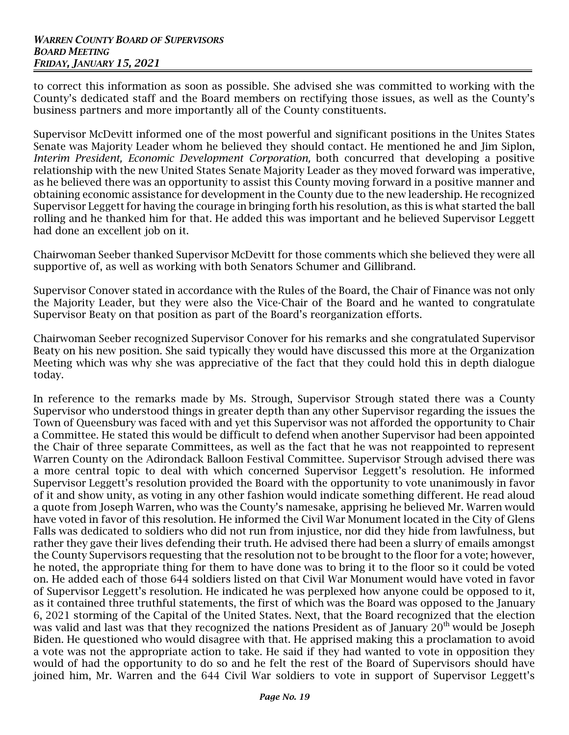to correct this information as soon as possible. She advised she was committed to working with the County's dedicated staff and the Board members on rectifying those issues, as well as the County's business partners and more importantly all of the County constituents.

Supervisor McDevitt informed one of the most powerful and significant positions in the Unites States Senate was Majority Leader whom he believed they should contact. He mentioned he and Jim Siplon, *Interim President, Economic Development Corporation,* both concurred that developing a positive relationship with the new United States Senate Majority Leader as they moved forward was imperative, as he believed there was an opportunity to assist this County moving forward in a positive manner and obtaining economic assistance for development in the County due to the new leadership. He recognized Supervisor Leggett for having the courage in bringing forth his resolution, as this is what started the ball rolling and he thanked him for that. He added this was important and he believed Supervisor Leggett had done an excellent job on it.

Chairwoman Seeber thanked Supervisor McDevitt for those comments which she believed they were all supportive of, as well as working with both Senators Schumer and Gillibrand.

Supervisor Conover stated in accordance with the Rules of the Board, the Chair of Finance was not only the Majority Leader, but they were also the Vice-Chair of the Board and he wanted to congratulate Supervisor Beaty on that position as part of the Board's reorganization efforts.

Chairwoman Seeber recognized Supervisor Conover for his remarks and she congratulated Supervisor Beaty on his new position. She said typically they would have discussed this more at the Organization Meeting which was why she was appreciative of the fact that they could hold this in depth dialogue today.

In reference to the remarks made by Ms. Strough, Supervisor Strough stated there was a County Supervisor who understood things in greater depth than any other Supervisor regarding the issues the Town of Queensbury was faced with and yet this Supervisor was not afforded the opportunity to Chair a Committee. He stated this would be difficult to defend when another Supervisor had been appointed the Chair of three separate Committees, as well as the fact that he was not reappointed to represent Warren County on the Adirondack Balloon Festival Committee. Supervisor Strough advised there was a more central topic to deal with which concerned Supervisor Leggett's resolution. He informed Supervisor Leggett's resolution provided the Board with the opportunity to vote unanimously in favor of it and show unity, as voting in any other fashion would indicate something different. He read aloud a quote from Joseph Warren, who was the County's namesake, apprising he believed Mr. Warren would have voted in favor of this resolution. He informed the Civil War Monument located in the City of Glens Falls was dedicated to soldiers who did not run from injustice, nor did they hide from lawfulness, but rather they gave their lives defending their truth. He advised there had been a slurry of emails amongst the County Supervisors requesting that the resolution not to be brought to the floor for a vote; however, he noted, the appropriate thing for them to have done was to bring it to the floor so it could be voted on. He added each of those 644 soldiers listed on that Civil War Monument would have voted in favor of Supervisor Leggett's resolution. He indicated he was perplexed how anyone could be opposed to it, as it contained three truthful statements, the first of which was the Board was opposed to the January 6, 2021 storming of the Capital of the United States. Next, that the Board recognized that the election was valid and last was that they recognized the nations President as of January 20th would be Joseph Biden. He questioned who would disagree with that. He apprised making this a proclamation to avoid a vote was not the appropriate action to take. He said if they had wanted to vote in opposition they would of had the opportunity to do so and he felt the rest of the Board of Supervisors should have joined him, Mr. Warren and the 644 Civil War soldiers to vote in support of Supervisor Leggett's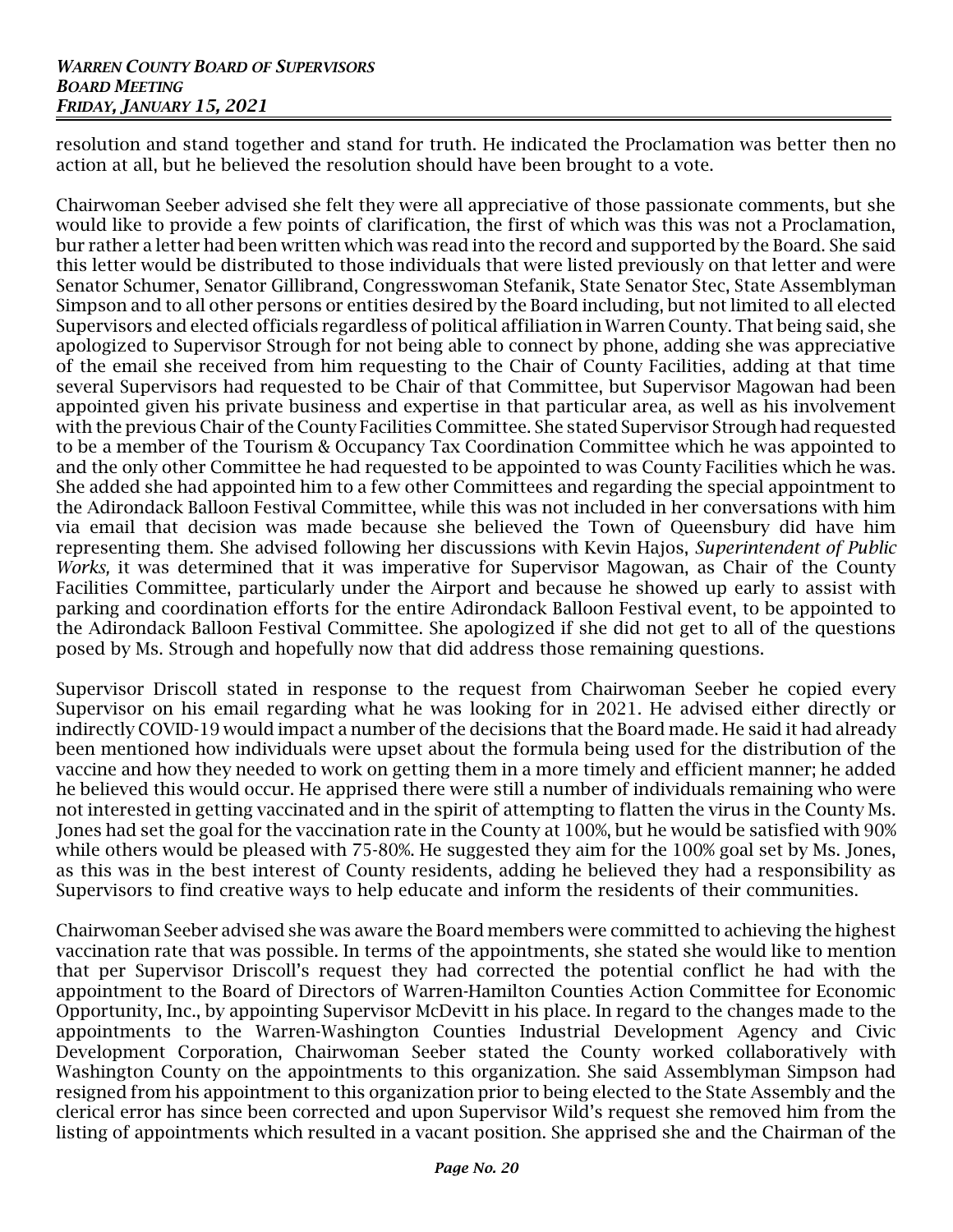resolution and stand together and stand for truth. He indicated the Proclamation was better then no action at all, but he believed the resolution should have been brought to a vote.

Chairwoman Seeber advised she felt they were all appreciative of those passionate comments, but she would like to provide a few points of clarification, the first of which was this was not a Proclamation, bur rather a letter had been written which was read into the record and supported by the Board. She said this letter would be distributed to those individuals that were listed previously on that letter and were Senator Schumer, Senator Gillibrand, Congresswoman Stefanik, State Senator Stec, State Assemblyman Simpson and to all other persons or entities desired by the Board including, but not limited to all elected Supervisors and elected officials regardless of political affiliation in Warren County. That being said, she apologized to Supervisor Strough for not being able to connect by phone, adding she was appreciative of the email she received from him requesting to the Chair of County Facilities, adding at that time several Supervisors had requested to be Chair of that Committee, but Supervisor Magowan had been appointed given his private business and expertise in that particular area, as well as his involvement with the previous Chair of the County Facilities Committee. She stated Supervisor Strough had requested to be a member of the Tourism & Occupancy Tax Coordination Committee which he was appointed to and the only other Committee he had requested to be appointed to was County Facilities which he was. She added she had appointed him to a few other Committees and regarding the special appointment to the Adirondack Balloon Festival Committee, while this was not included in her conversations with him via email that decision was made because she believed the Town of Queensbury did have him representing them. She advised following her discussions with Kevin Hajos, *Superintendent of Public Works,* it was determined that it was imperative for Supervisor Magowan, as Chair of the County Facilities Committee, particularly under the Airport and because he showed up early to assist with parking and coordination efforts for the entire Adirondack Balloon Festival event, to be appointed to the Adirondack Balloon Festival Committee. She apologized if she did not get to all of the questions posed by Ms. Strough and hopefully now that did address those remaining questions.

Supervisor Driscoll stated in response to the request from Chairwoman Seeber he copied every Supervisor on his email regarding what he was looking for in 2021. He advised either directly or indirectly COVID-19 would impact a number of the decisions that the Board made. He said it had already been mentioned how individuals were upset about the formula being used for the distribution of the vaccine and how they needed to work on getting them in a more timely and efficient manner; he added he believed this would occur. He apprised there were still a number of individuals remaining who were not interested in getting vaccinated and in the spirit of attempting to flatten the virus in the County Ms. Jones had set the goal for the vaccination rate in the County at 100%, but he would be satisfied with 90% while others would be pleased with 75-80%. He suggested they aim for the 100% goal set by Ms. Jones, as this was in the best interest of County residents, adding he believed they had a responsibility as Supervisors to find creative ways to help educate and inform the residents of their communities.

Chairwoman Seeber advised she was aware the Board members were committed to achieving the highest vaccination rate that was possible. In terms of the appointments, she stated she would like to mention that per Supervisor Driscoll's request they had corrected the potential conflict he had with the appointment to the Board of Directors of Warren-Hamilton Counties Action Committee for Economic Opportunity, Inc., by appointing Supervisor McDevitt in his place. In regard to the changes made to the appointments to the Warren-Washington Counties Industrial Development Agency and Civic Development Corporation, Chairwoman Seeber stated the County worked collaboratively with Washington County on the appointments to this organization. She said Assemblyman Simpson had resigned from his appointment to this organization prior to being elected to the State Assembly and the clerical error has since been corrected and upon Supervisor Wild's request she removed him from the listing of appointments which resulted in a vacant position. She apprised she and the Chairman of the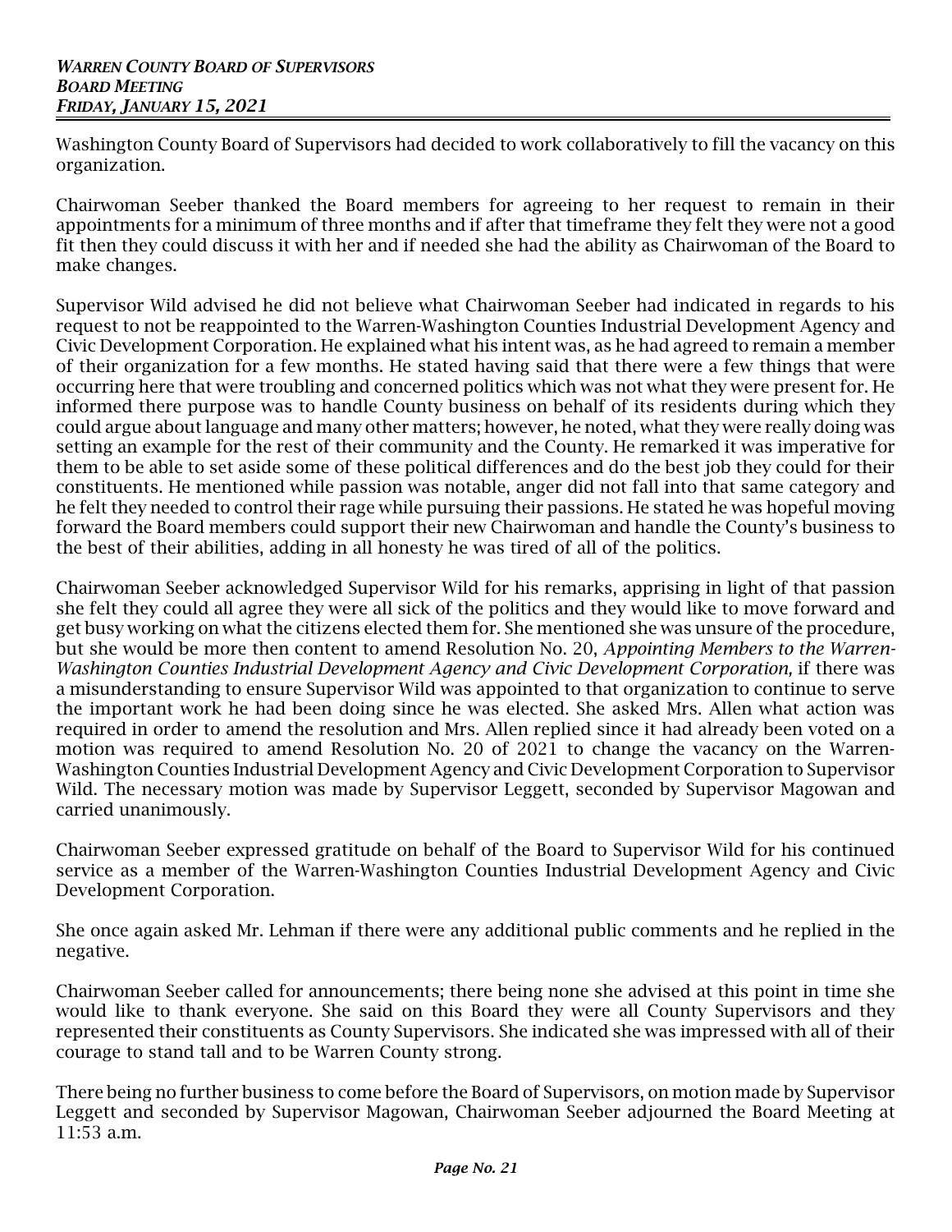Washington County Board of Supervisors had decided to work collaboratively to fill the vacancy on this organization.

Chairwoman Seeber thanked the Board members for agreeing to her request to remain in their appointments for a minimum of three months and if after that timeframe they felt they were not a good fit then they could discuss it with her and if needed she had the ability as Chairwoman of the Board to make changes.

Supervisor Wild advised he did not believe what Chairwoman Seeber had indicated in regards to his request to not be reappointed to the Warren-Washington Counties Industrial Development Agency and Civic Development Corporation. He explained what his intent was, as he had agreed to remain a member of their organization for a few months. He stated having said that there were a few things that were occurring here that were troubling and concerned politics which was not what they were present for. He informed there purpose was to handle County business on behalf of its residents during which they could argue about language and many other matters; however, he noted, what they were really doing was setting an example for the rest of their community and the County. He remarked it was imperative for them to be able to set aside some of these political differences and do the best job they could for their constituents. He mentioned while passion was notable, anger did not fall into that same category and he felt they needed to control their rage while pursuing their passions. He stated he was hopeful moving forward the Board members could support their new Chairwoman and handle the County's business to the best of their abilities, adding in all honesty he was tired of all of the politics.

Chairwoman Seeber acknowledged Supervisor Wild for his remarks, apprising in light of that passion she felt they could all agree they were all sick of the politics and they would like to move forward and get busy working on what the citizens elected them for. She mentioned she was unsure of the procedure, but she would be more then content to amend Resolution No. 20, *Appointing Members to the Warren-Washington Counties Industrial Development Agency and Civic Development Corporation,* if there was a misunderstanding to ensure Supervisor Wild was appointed to that organization to continue to serve the important work he had been doing since he was elected. She asked Mrs. Allen what action was required in order to amend the resolution and Mrs. Allen replied since it had already been voted on a motion was required to amend Resolution No. 20 of 2021 to change the vacancy on the Warren-Washington Counties Industrial Development Agency and Civic Development Corporation to Supervisor Wild. The necessary motion was made by Supervisor Leggett, seconded by Supervisor Magowan and carried unanimously.

Chairwoman Seeber expressed gratitude on behalf of the Board to Supervisor Wild for his continued service as a member of the Warren-Washington Counties Industrial Development Agency and Civic Development Corporation.

She once again asked Mr. Lehman if there were any additional public comments and he replied in the negative.

Chairwoman Seeber called for announcements; there being none she advised at this point in time she would like to thank everyone. She said on this Board they were all County Supervisors and they represented their constituents as County Supervisors. She indicated she was impressed with all of their courage to stand tall and to be Warren County strong.

There being no further business to come before the Board of Supervisors, on motion made by Supervisor Leggett and seconded by Supervisor Magowan, Chairwoman Seeber adjourned the Board Meeting at 11:53 a.m.